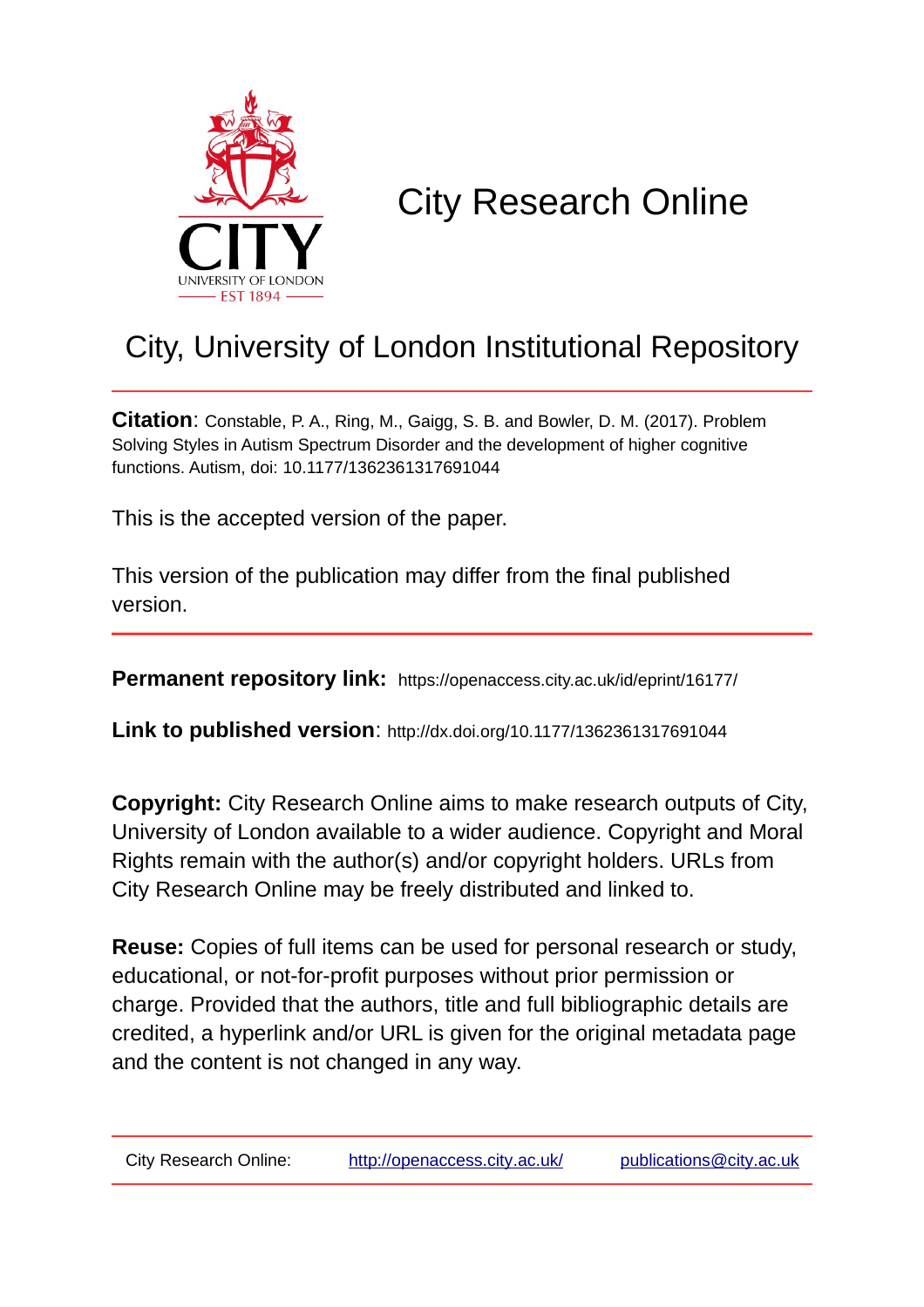CITY
UNIVERSITY OF LONDON
EST 1894

# City Research Online

## City, University of London Institutional Repository

**Citation**: Constable, P. A., Ring, M., Gaigg, S. B. and Bowler, D. M. (2017). Problem Solving Styles in Autism Spectrum Disorder and the development of higher cognitive functions. Autism, doi: 10.1177/1362361317691044

This is the accepted version of the paper.

This version of the publication may differ from the final published version.

---

**Permanent repository link:** https://openaccess.city.ac.uk/id/eprint/16177/

**Link to published version**: http://dx.doi.org/10.1177/1362361317691044

**Copyright:** City Research Online aims to make research outputs of City, University of London available to a wider audience. Copyright and Moral Rights remain with the author(s) and/or copyright holders. URLs from City Research Online may be freely distributed and linked to.

**Reuse:** Copies of full items can be used for personal research or study, educational, or not-for-profit purposes without prior permission or charge. Provided that the authors, title and full bibliographic details are credited, a hyperlink and/or URL is given for the original metadata page and the content is not changed in any way.

---

City Research Online: http://openaccess.city.ac.uk/ publications@city.ac.uk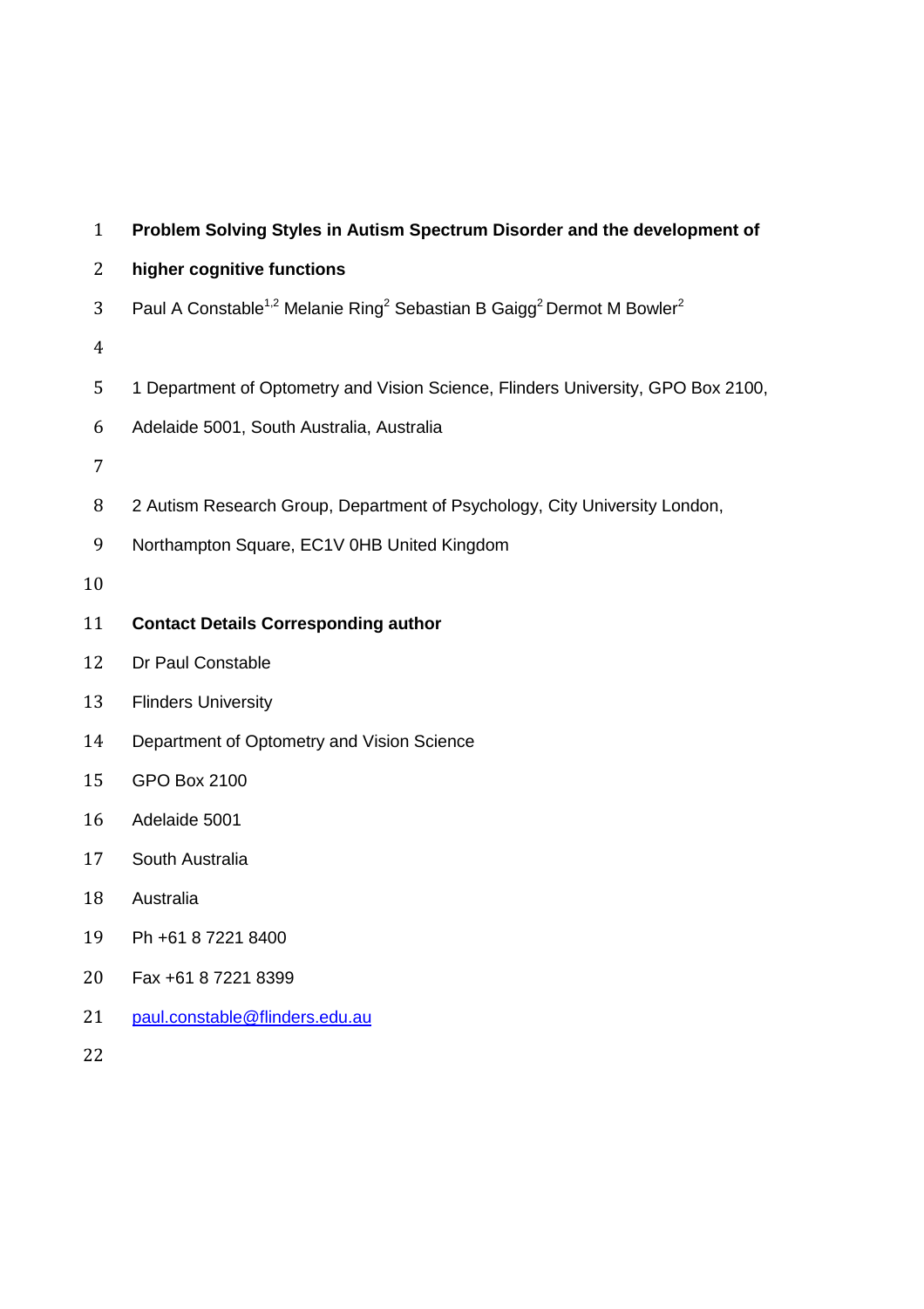# Problem Solving Styles in Autism Spectrum Disorder and the development of higher cognitive functions

Paul A Constable[1,2] Melanie Ring[2] Sebastian B Gaigg[2] Dermot M Bowler[2]

1 Department of Optometry and Vision Science, Flinders University, GPO Box 2100, Adelaide 5001, South Australia, Australia

2 Autism Research Group, Department of Psychology, City University London, Northampton Square, EC1V 0HB United Kingdom

**Contact Details Corresponding author**

Dr Paul Constable
Flinders University
Department of Optometry and Vision Science
GPO Box 2100
Adelaide 5001
South Australia
Australia
Ph +61 8 7221 8400
Fax +61 8 7221 8399
paul.constable@flinders.edu.au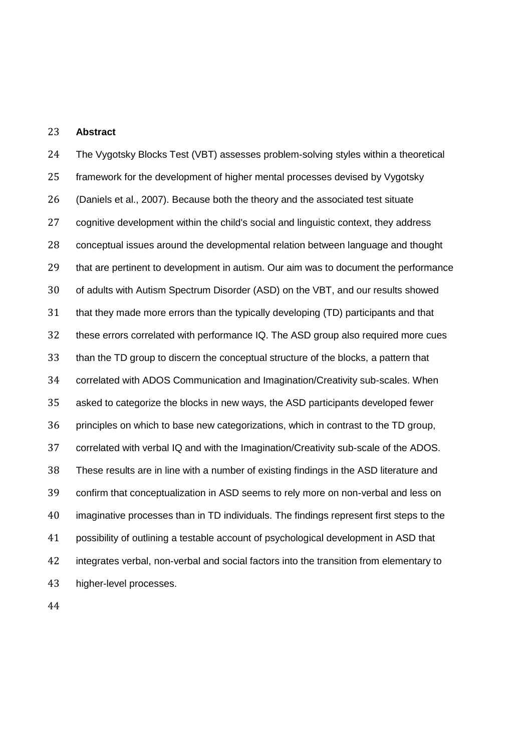## Abstract

The Vygotsky Blocks Test (VBT) assesses problem-solving styles within a theoretical framework for the development of higher mental processes devised by Vygotsky (Daniels et al., 2007). Because both the theory and the associated test situate cognitive development within the child's social and linguistic context, they address conceptual issues around the developmental relation between language and thought that are pertinent to development in autism. Our aim was to document the performance of adults with Autism Spectrum Disorder (ASD) on the VBT, and our results showed that they made more errors than the typically developing (TD) participants and that these errors correlated with performance IQ. The ASD group also required more cues than the TD group to discern the conceptual structure of the blocks, a pattern that correlated with ADOS Communication and Imagination/Creativity sub-scales. When asked to categorize the blocks in new ways, the ASD participants developed fewer principles on which to base new categorizations, which in contrast to the TD group, correlated with verbal IQ and with the Imagination/Creativity sub-scale of the ADOS. These results are in line with a number of existing findings in the ASD literature and confirm that conceptualization in ASD seems to rely more on non-verbal and less on imaginative processes than in TD individuals. The findings represent first steps to the possibility of outlining a testable account of psychological development in ASD that integrates verbal, non-verbal and social factors into the transition from elementary to higher-level processes.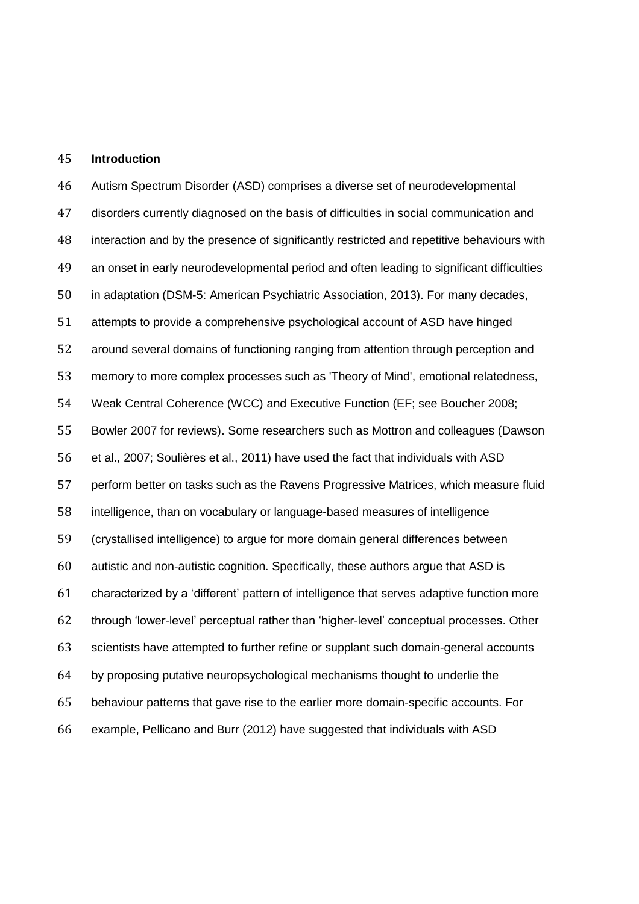## Introduction

Autism Spectrum Disorder (ASD) comprises a diverse set of neurodevelopmental disorders currently diagnosed on the basis of difficulties in social communication and interaction and by the presence of significantly restricted and repetitive behaviours with an onset in early neurodevelopmental period and often leading to significant difficulties in adaptation (DSM-5: American Psychiatric Association, 2013). For many decades, attempts to provide a comprehensive psychological account of ASD have hinged around several domains of functioning ranging from attention through perception and memory to more complex processes such as 'Theory of Mind', emotional relatedness, Weak Central Coherence (WCC) and Executive Function (EF; see Boucher 2008; Bowler 2007 for reviews). Some researchers such as Mottron and colleagues (Dawson et al., 2007; Soulières et al., 2011) have used the fact that individuals with ASD perform better on tasks such as the Ravens Progressive Matrices, which measure fluid intelligence, than on vocabulary or language-based measures of intelligence (crystallised intelligence) to argue for more domain general differences between autistic and non-autistic cognition. Specifically, these authors argue that ASD is characterized by a 'different' pattern of intelligence that serves adaptive function more through 'lower-level' perceptual rather than 'higher-level' conceptual processes. Other scientists have attempted to further refine or supplant such domain-general accounts by proposing putative neuropsychological mechanisms thought to underlie the behaviour patterns that gave rise to the earlier more domain-specific accounts. For example, Pellicano and Burr (2012) have suggested that individuals with ASD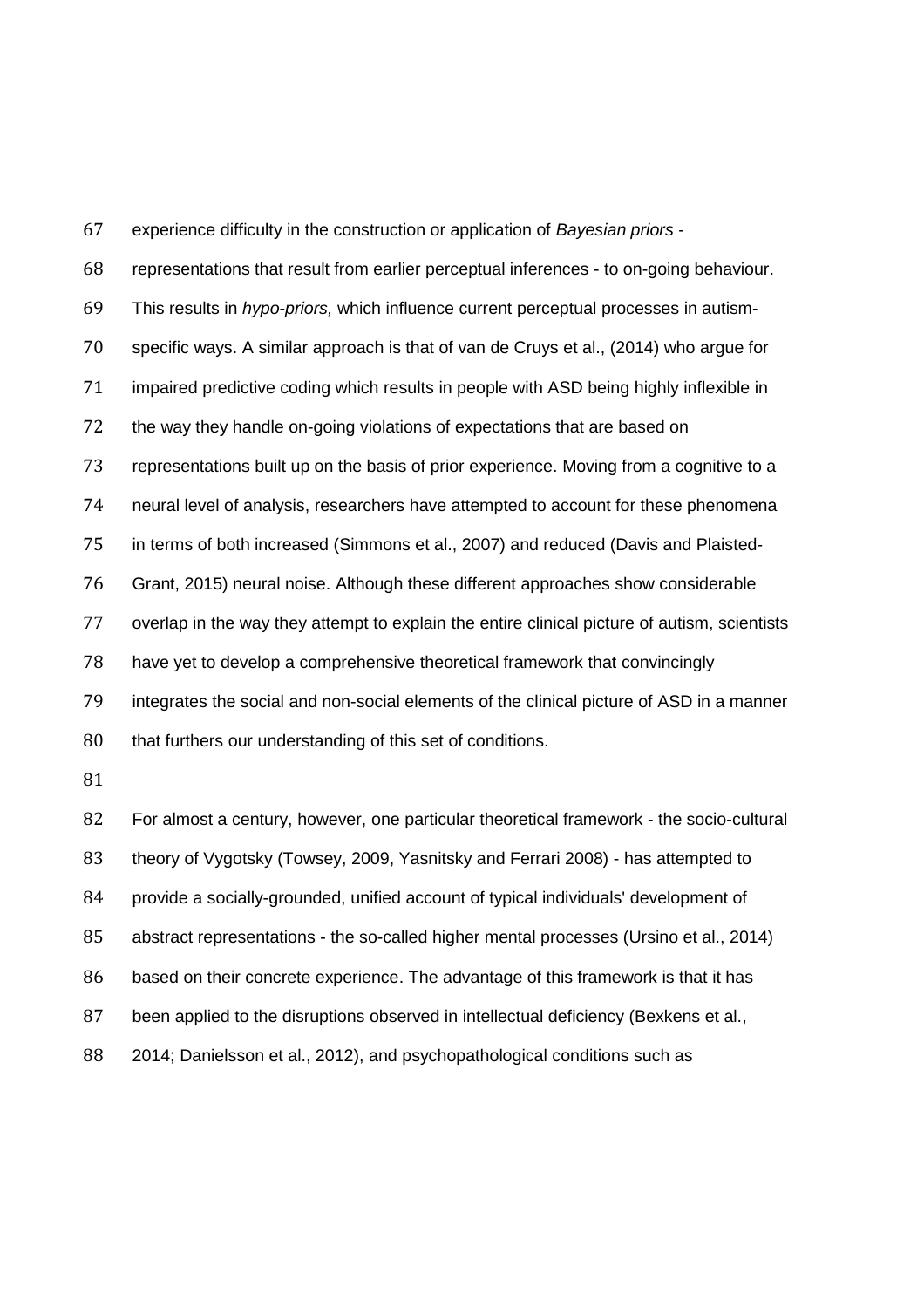experience difficulty in the construction or application of *Bayesian priors* - representations that result from earlier perceptual inferences - to on-going behaviour. This results in *hypo-priors,* which influence current perceptual processes in autism-specific ways. A similar approach is that of van de Cruys et al., (2014) who argue for impaired predictive coding which results in people with ASD being highly inflexible in the way they handle on-going violations of expectations that are based on representations built up on the basis of prior experience. Moving from a cognitive to a neural level of analysis, researchers have attempted to account for these phenomena in terms of both increased (Simmons et al., 2007) and reduced (Davis and Plaisted-Grant, 2015) neural noise. Although these different approaches show considerable overlap in the way they attempt to explain the entire clinical picture of autism, scientists have yet to develop a comprehensive theoretical framework that convincingly integrates the social and non-social elements of the clinical picture of ASD in a manner that furthers our understanding of this set of conditions.

For almost a century, however, one particular theoretical framework - the socio-cultural theory of Vygotsky (Towsey, 2009, Yasnitsky and Ferrari 2008) - has attempted to provide a socially-grounded, unified account of typical individuals' development of abstract representations - the so-called higher mental processes (Ursino et al., 2014) based on their concrete experience. The advantage of this framework is that it has been applied to the disruptions observed in intellectual deficiency (Bexkens et al., 2014; Danielsson et al., 2012), and psychopathological conditions such as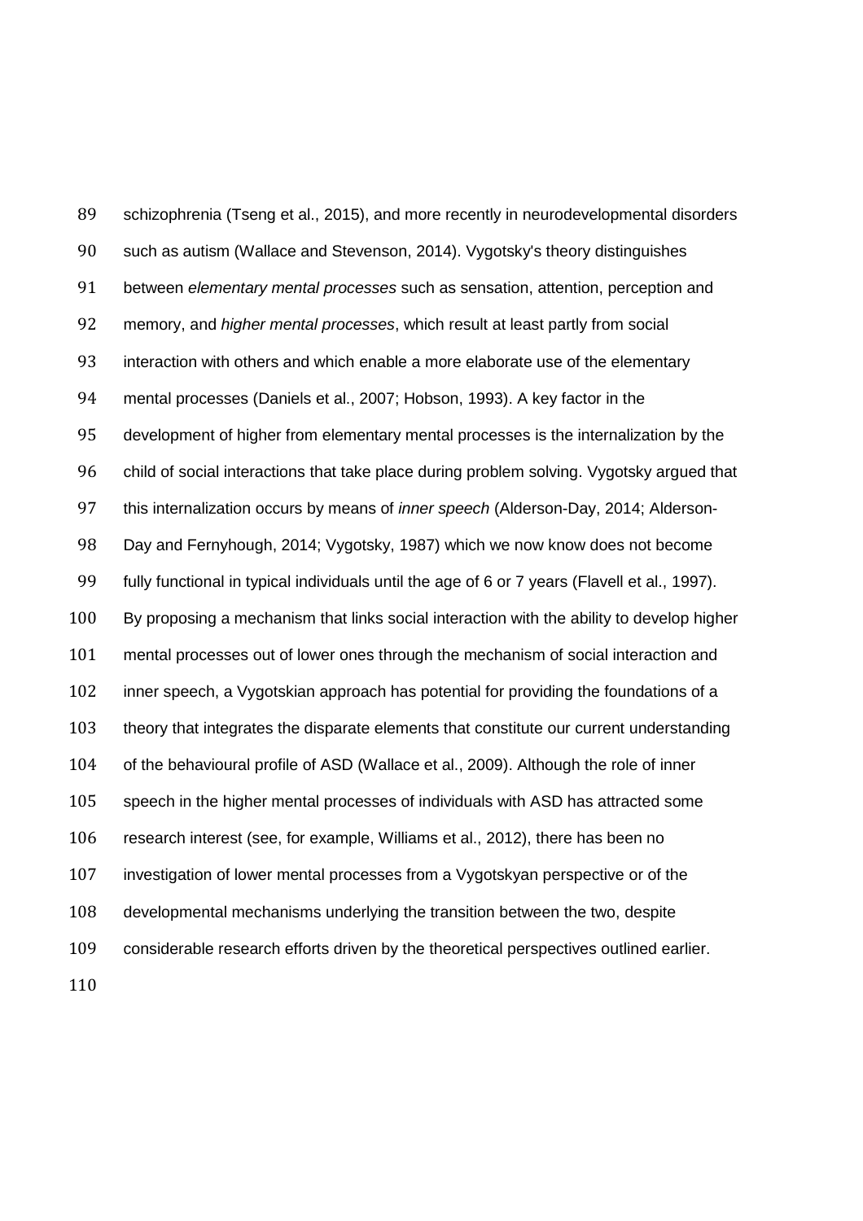schizophrenia (Tseng et al., 2015), and more recently in neurodevelopmental disorders such as autism (Wallace and Stevenson, 2014). Vygotsky's theory distinguishes between *elementary mental processes* such as sensation, attention, perception and memory, and *higher mental processes*, which result at least partly from social interaction with others and which enable a more elaborate use of the elementary mental processes (Daniels et al., 2007; Hobson, 1993). A key factor in the development of higher from elementary mental processes is the internalization by the child of social interactions that take place during problem solving. Vygotsky argued that this internalization occurs by means of *inner speech* (Alderson-Day, 2014; Alderson-Day and Fernyhough, 2014; Vygotsky, 1987) which we now know does not become fully functional in typical individuals until the age of 6 or 7 years (Flavell et al., 1997). By proposing a mechanism that links social interaction with the ability to develop higher mental processes out of lower ones through the mechanism of social interaction and inner speech, a Vygotskian approach has potential for providing the foundations of a theory that integrates the disparate elements that constitute our current understanding of the behavioural profile of ASD (Wallace et al., 2009). Although the role of inner speech in the higher mental processes of individuals with ASD has attracted some research interest (see, for example, Williams et al., 2012), there has been no investigation of lower mental processes from a Vygotskyan perspective or of the developmental mechanisms underlying the transition between the two, despite considerable research efforts driven by the theoretical perspectives outlined earlier.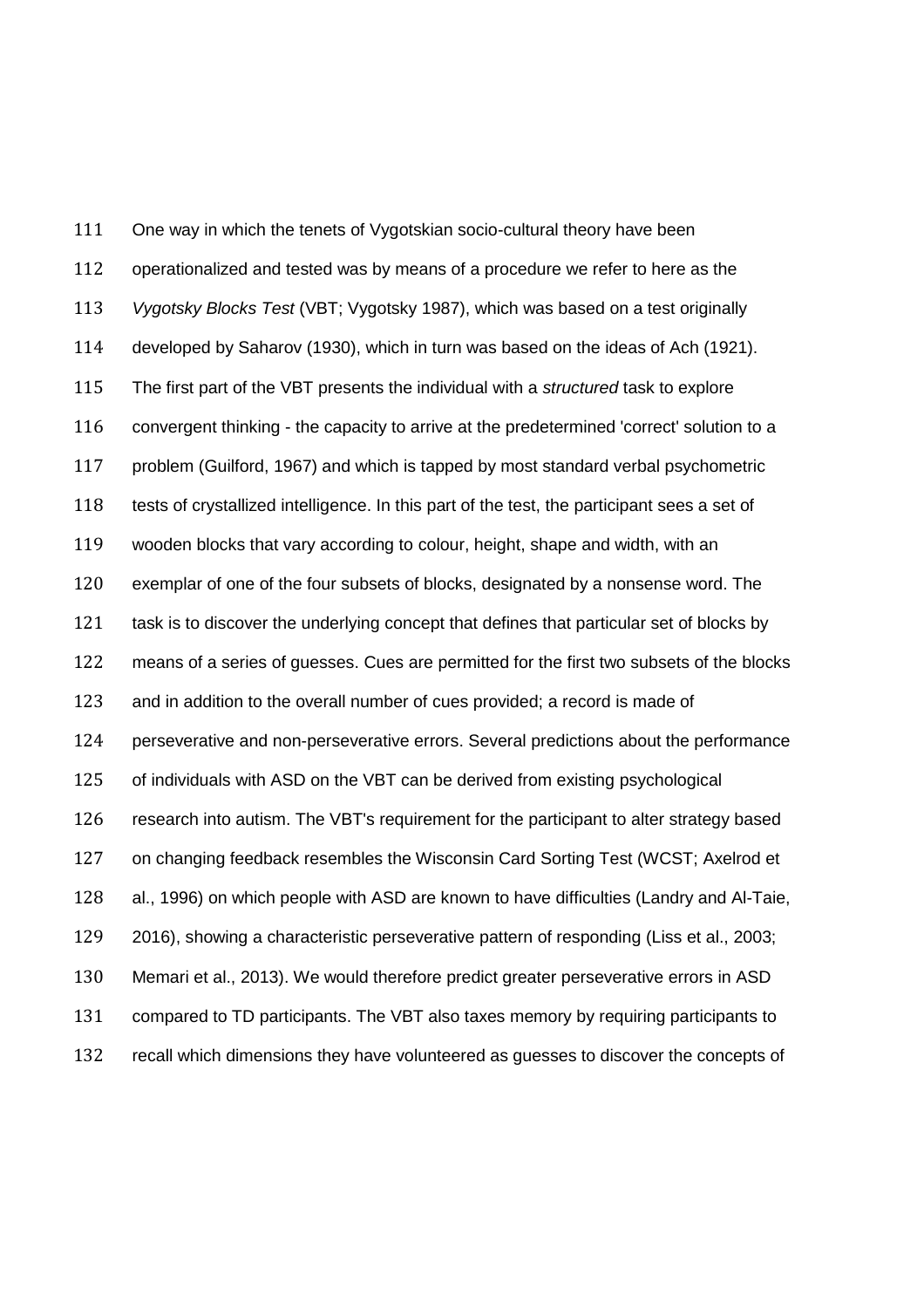One way in which the tenets of Vygotskian socio-cultural theory have been operationalized and tested was by means of a procedure we refer to here as the *Vygotsky Blocks Test* (VBT; Vygotsky 1987), which was based on a test originally developed by Saharov (1930), which in turn was based on the ideas of Ach (1921). The first part of the VBT presents the individual with a *structured* task to explore convergent thinking - the capacity to arrive at the predetermined 'correct' solution to a problem (Guilford, 1967) and which is tapped by most standard verbal psychometric tests of crystallized intelligence. In this part of the test, the participant sees a set of wooden blocks that vary according to colour, height, shape and width, with an exemplar of one of the four subsets of blocks, designated by a nonsense word. The task is to discover the underlying concept that defines that particular set of blocks by means of a series of guesses. Cues are permitted for the first two subsets of the blocks and in addition to the overall number of cues provided; a record is made of perseverative and non-perseverative errors. Several predictions about the performance of individuals with ASD on the VBT can be derived from existing psychological research into autism. The VBT's requirement for the participant to alter strategy based on changing feedback resembles the Wisconsin Card Sorting Test (WCST; Axelrod et al., 1996) on which people with ASD are known to have difficulties (Landry and Al-Taie, 2016), showing a characteristic perseverative pattern of responding (Liss et al., 2003; Memari et al., 2013). We would therefore predict greater perseverative errors in ASD compared to TD participants. The VBT also taxes memory by requiring participants to recall which dimensions they have volunteered as guesses to discover the concepts of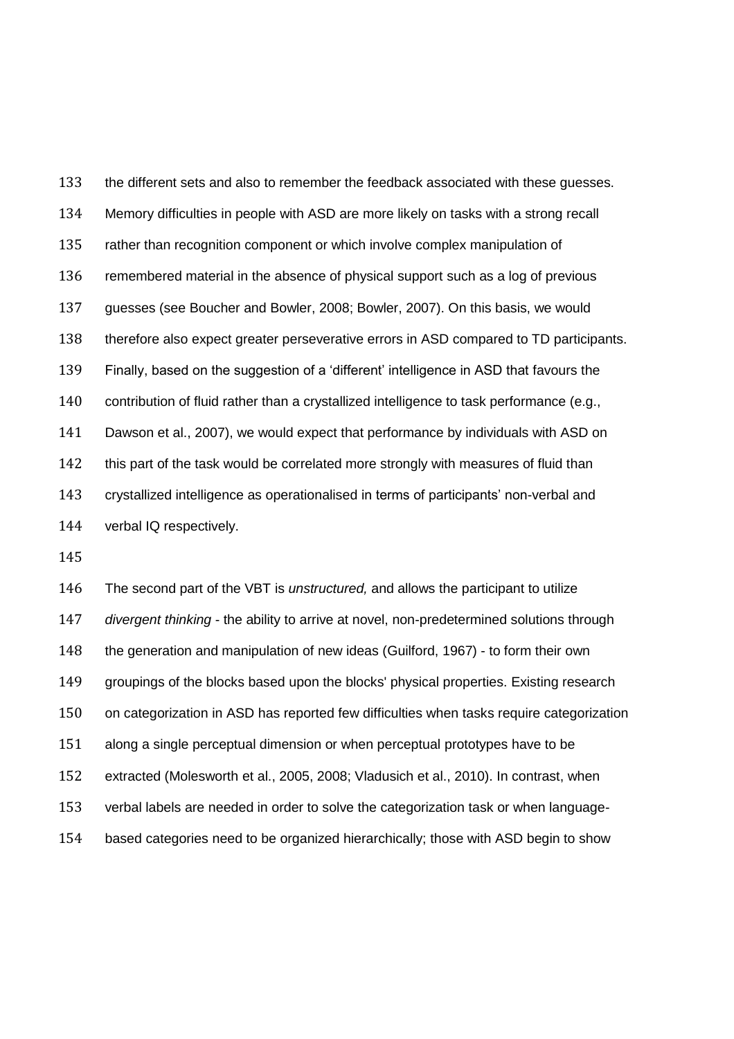the different sets and also to remember the feedback associated with these guesses. Memory difficulties in people with ASD are more likely on tasks with a strong recall rather than recognition component or which involve complex manipulation of remembered material in the absence of physical support such as a log of previous guesses (see Boucher and Bowler, 2008; Bowler, 2007). On this basis, we would therefore also expect greater perseverative errors in ASD compared to TD participants. Finally, based on the suggestion of a 'different' intelligence in ASD that favours the contribution of fluid rather than a crystallized intelligence to task performance (e.g., Dawson et al., 2007), we would expect that performance by individuals with ASD on this part of the task would be correlated more strongly with measures of fluid than crystallized intelligence as operationalised in terms of participants' non-verbal and verbal IQ respectively.

The second part of the VBT is *unstructured,* and allows the participant to utilize *divergent thinking* - the ability to arrive at novel, non-predetermined solutions through the generation and manipulation of new ideas (Guilford, 1967) - to form their own groupings of the blocks based upon the blocks' physical properties. Existing research on categorization in ASD has reported few difficulties when tasks require categorization along a single perceptual dimension or when perceptual prototypes have to be extracted (Molesworth et al., 2005, 2008; Vladusich et al., 2010). In contrast, when verbal labels are needed in order to solve the categorization task or when language-based categories need to be organized hierarchically; those with ASD begin to show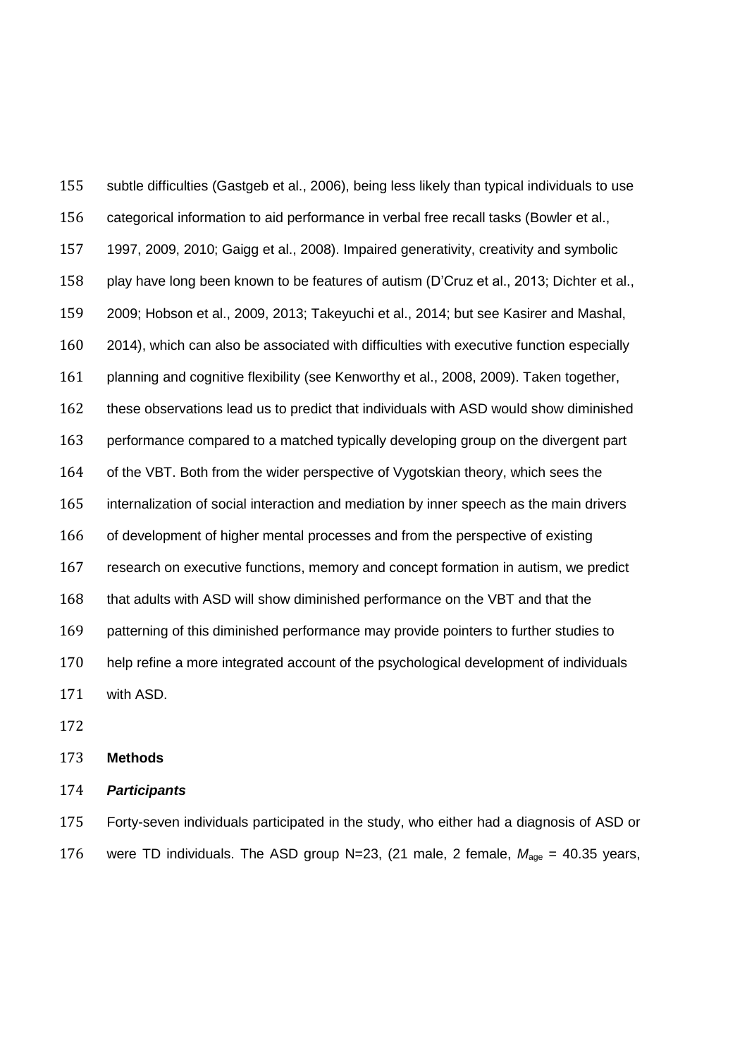subtle difficulties (Gastgeb et al., 2006), being less likely than typical individuals to use categorical information to aid performance in verbal free recall tasks (Bowler et al., 1997, 2009, 2010; Gaigg et al., 2008). Impaired generativity, creativity and symbolic play have long been known to be features of autism (D'Cruz et al., 2013; Dichter et al., 2009; Hobson et al., 2009, 2013; Takeyuchi et al., 2014; but see Kasirer and Mashal, 2014), which can also be associated with difficulties with executive function especially planning and cognitive flexibility (see Kenworthy et al., 2008, 2009). Taken together, these observations lead us to predict that individuals with ASD would show diminished performance compared to a matched typically developing group on the divergent part of the VBT. Both from the wider perspective of Vygotskian theory, which sees the internalization of social interaction and mediation by inner speech as the main drivers of development of higher mental processes and from the perspective of existing research on executive functions, memory and concept formation in autism, we predict that adults with ASD will show diminished performance on the VBT and that the patterning of this diminished performance may provide pointers to further studies to help refine a more integrated account of the psychological development of individuals with ASD.

## Methods

### *Participants*

Forty-seven individuals participated in the study, who either had a diagnosis of ASD or were TD individuals. The ASD group N=23, (21 male, 2 female, $M_{age}$ = 40.35 years,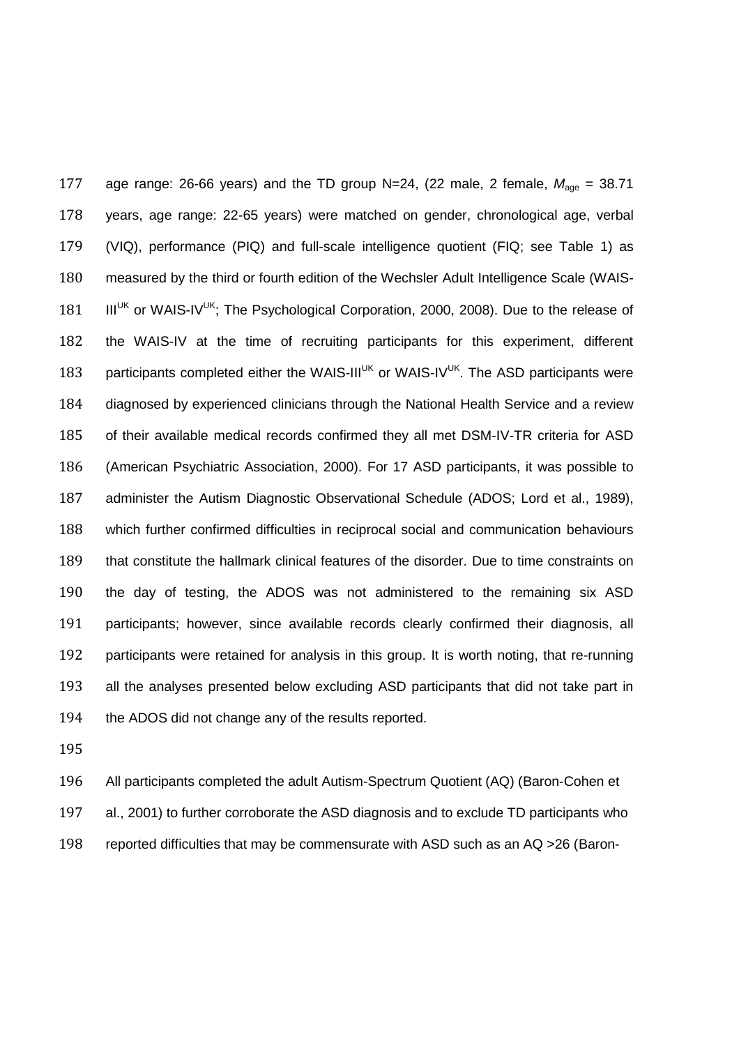age range: 26-66 years) and the TD group N=24, (22 male, 2 female, $M_{age}$ = 38.71 years, age range: 22-65 years) were matched on gender, chronological age, verbal (VIQ), performance (PIQ) and full-scale intelligence quotient (FIQ; see Table 1) as measured by the third or fourth edition of the Wechsler Adult Intelligence Scale (WAIS-III$^{UK}$ or WAIS-IV$^{UK}$; The Psychological Corporation, 2000, 2008). Due to the release of the WAIS-IV at the time of recruiting participants for this experiment, different participants completed either the WAIS-III$^{UK}$ or WAIS-IV$^{UK}$. The ASD participants were diagnosed by experienced clinicians through the National Health Service and a review of their available medical records confirmed they all met DSM-IV-TR criteria for ASD (American Psychiatric Association, 2000). For 17 ASD participants, it was possible to administer the Autism Diagnostic Observational Schedule (ADOS; Lord et al., 1989), which further confirmed difficulties in reciprocal social and communication behaviours that constitute the hallmark clinical features of the disorder. Due to time constraints on the day of testing, the ADOS was not administered to the remaining six ASD participants; however, since available records clearly confirmed their diagnosis, all participants were retained for analysis in this group. It is worth noting, that re-running all the analyses presented below excluding ASD participants that did not take part in the ADOS did not change any of the results reported.

All participants completed the adult Autism-Spectrum Quotient (AQ) (Baron-Cohen et al., 2001) to further corroborate the ASD diagnosis and to exclude TD participants who reported difficulties that may be commensurate with ASD such as an AQ >26 (Baron-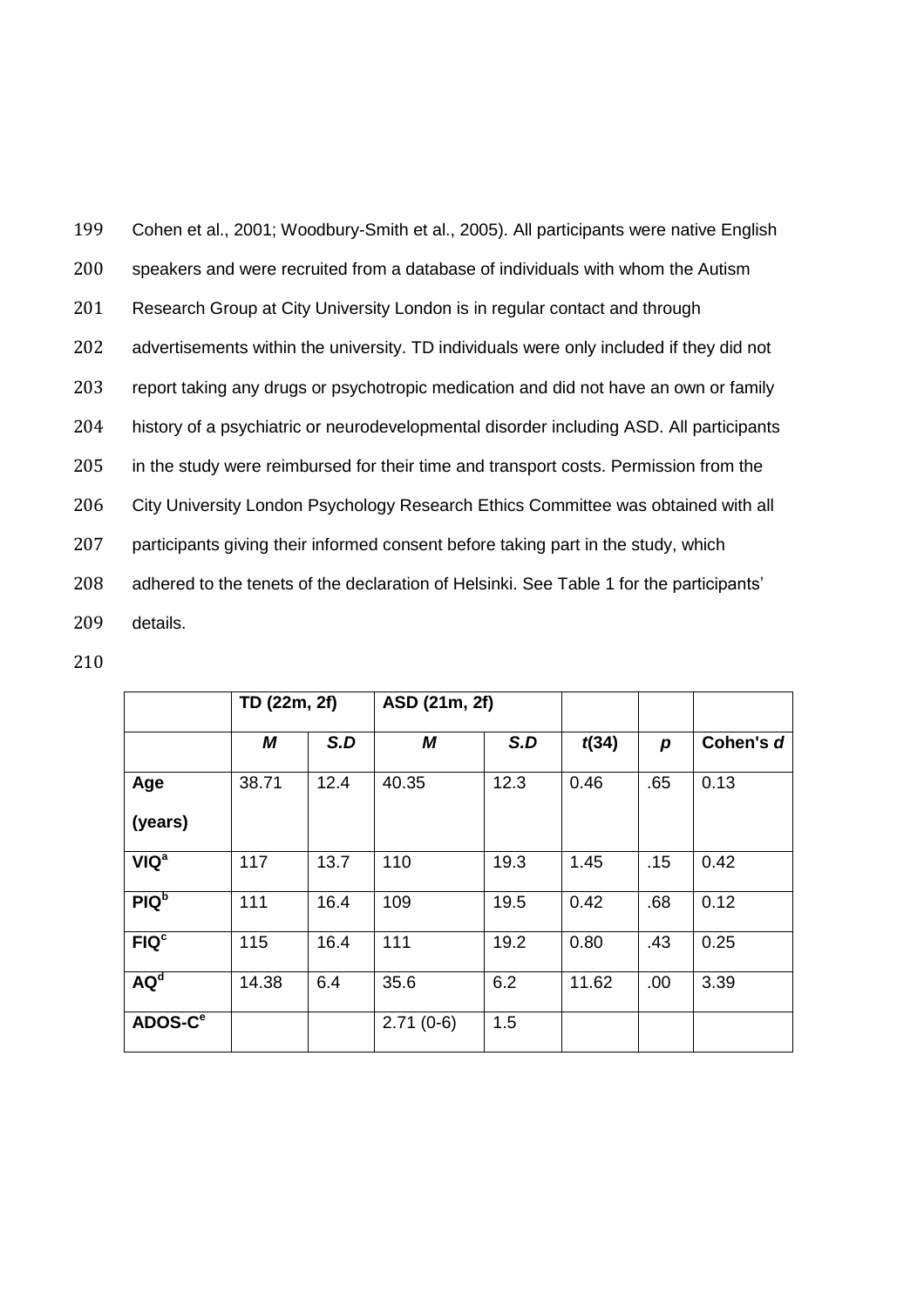Cohen et al., 2001; Woodbury-Smith et al., 2005). All participants were native English speakers and were recruited from a database of individuals with whom the Autism Research Group at City University London is in regular contact and through advertisements within the university. TD individuals were only included if they did not report taking any drugs or psychotropic medication and did not have an own or family history of a psychiatric or neurodevelopmental disorder including ASD. All participants in the study were reimbursed for their time and transport costs. Permission from the City University London Psychology Research Ethics Committee was obtained with all participants giving their informed consent before taking part in the study, which adhered to the tenets of the declaration of Helsinki. See Table 1 for the participants' details.

| | **TD (22m, 2f)** | | **ASD (21m, 2f)** | | | | |
|---|---|---|---|---|---|---|---|
| | ***M*** | ***S.D*** | ***M*** | ***S.D*** | ***t*(34)** | ***p*** | **Cohen's *d*** |
| **Age (years)** | 38.71 | 12.4 | 40.35 | 12.3 | 0.46 | .65 | 0.13 |
| **VIQ[a]** | 117 | 13.7 | 110 | 19.3 | 1.45 | .15 | 0.42 |
| **PIQ[b]** | 111 | 16.4 | 109 | 19.5 | 0.42 | .68 | 0.12 |
| **FIQ[c]** | 115 | 16.4 | 111 | 19.2 | 0.80 | .43 | 0.25 |
| **AQ[d]** | 14.38 | 6.4 | 35.6 | 6.2 | 11.62 | .00 | 3.39 |
| **ADOS-C[e]** | | | 2.71 (0-6) | 1.5 | | | |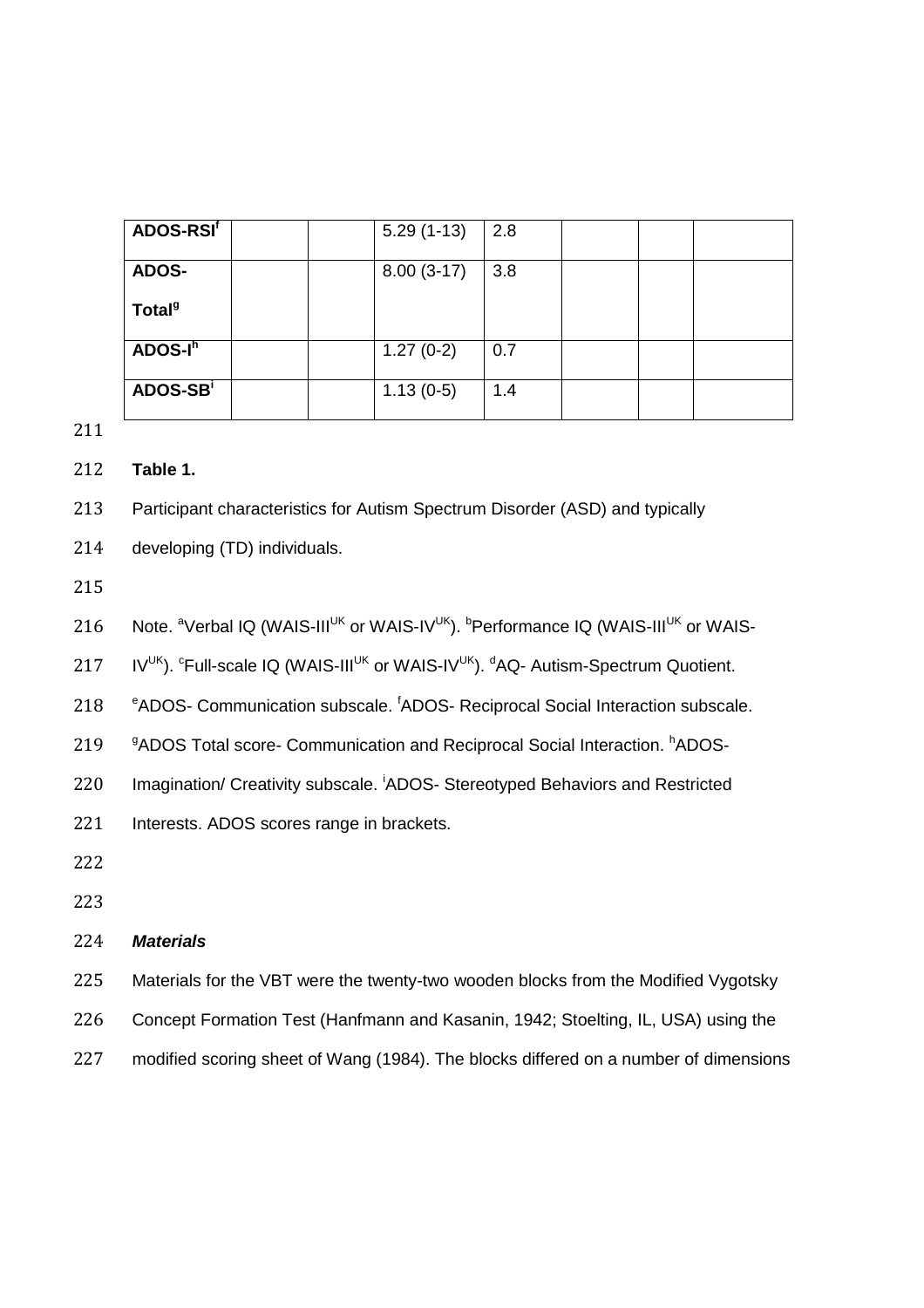| ADOS-RSI[f] | | | 5.29 (1-13) | 2.8 | | | |
|---|---|---|---|---|---|---|---|
| ADOS-Total[g] | | | 8.00 (3-17) | 3.8 | | | |
| ADOS-I[h] | | | 1.27 (0-2) | 0.7 | | | |
| ADOS-SB[i] | | | 1.13 (0-5) | 1.4 | | | |

**Table 1.**

Participant characteristics for Autism Spectrum Disorder (ASD) and typically developing (TD) individuals.

Note. [a]Verbal IQ (WAIS-III[UK] or WAIS-IV[UK]). [b]Performance IQ (WAIS-III[UK] or WAIS-IV[UK]). [c]Full-scale IQ (WAIS-III[UK] or WAIS-IV[UK]). [d]AQ- Autism-Spectrum Quotient. [e]ADOS- Communication subscale. [f]ADOS- Reciprocal Social Interaction subscale. [g]ADOS Total score- Communication and Reciprocal Social Interaction. [h]ADOS- Imagination/ Creativity subscale. [i]ADOS- Stereotyped Behaviors and Restricted Interests. ADOS scores range in brackets.

### *Materials*

Materials for the VBT were the twenty-two wooden blocks from the Modified Vygotsky Concept Formation Test (Hanfmann and Kasanin, 1942; Stoelting, IL, USA) using the modified scoring sheet of Wang (1984). The blocks differed on a number of dimensions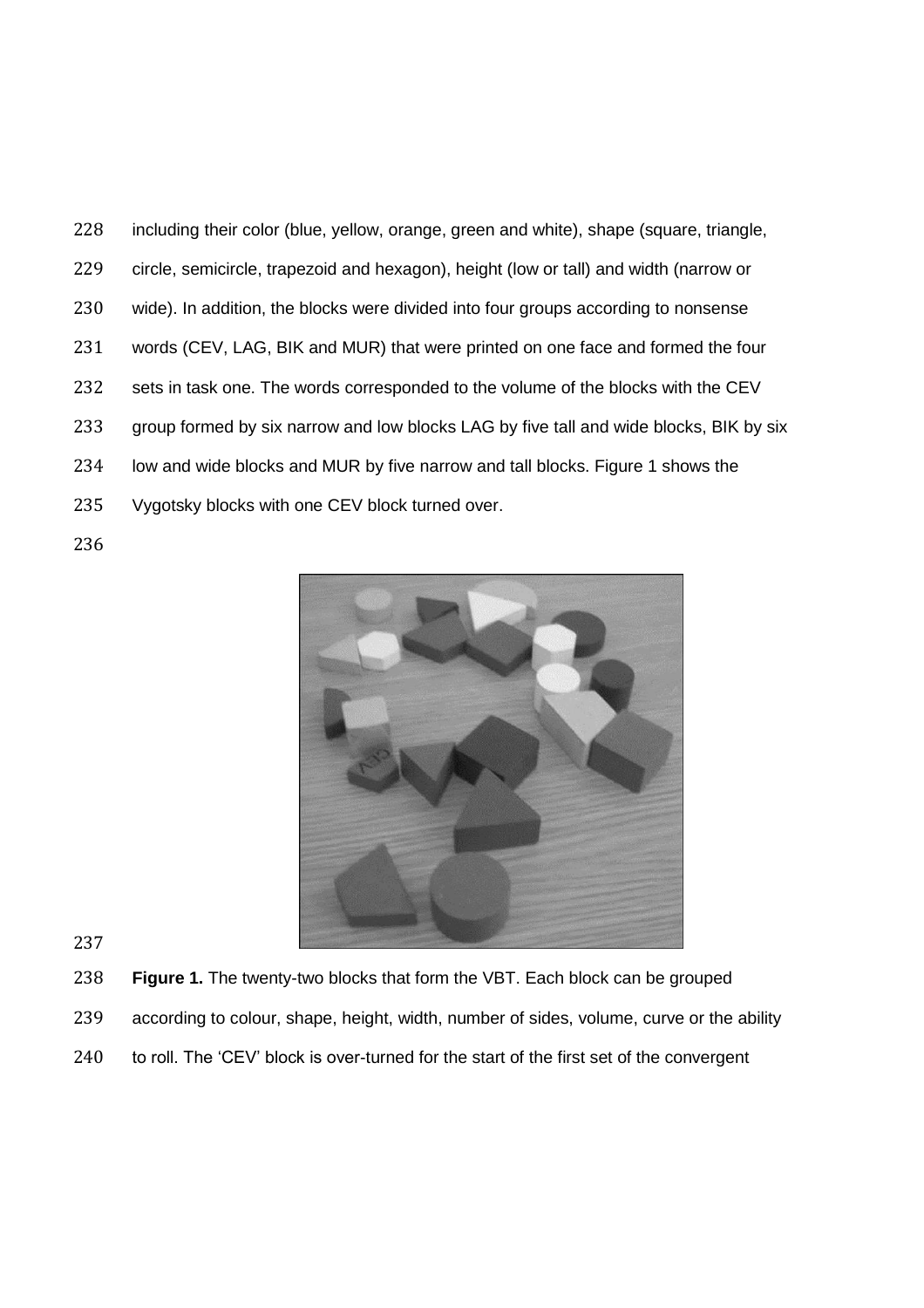including their color (blue, yellow, orange, green and white), shape (square, triangle, circle, semicircle, trapezoid and hexagon), height (low or tall) and width (narrow or wide). In addition, the blocks were divided into four groups according to nonsense words (CEV, LAG, BIK and MUR) that were printed on one face and formed the four sets in task one. The words corresponded to the volume of the blocks with the CEV group formed by six narrow and low blocks LAG by five tall and wide blocks, BIK by six low and wide blocks and MUR by five narrow and tall blocks. Figure 1 shows the Vygotsky blocks with one CEV block turned over.

**Figure 1.** The twenty-two blocks that form the VBT. Each block can be grouped according to colour, shape, height, width, number of sides, volume, curve or the ability to roll. The 'CEV' block is over-turned for the start of the first set of the convergent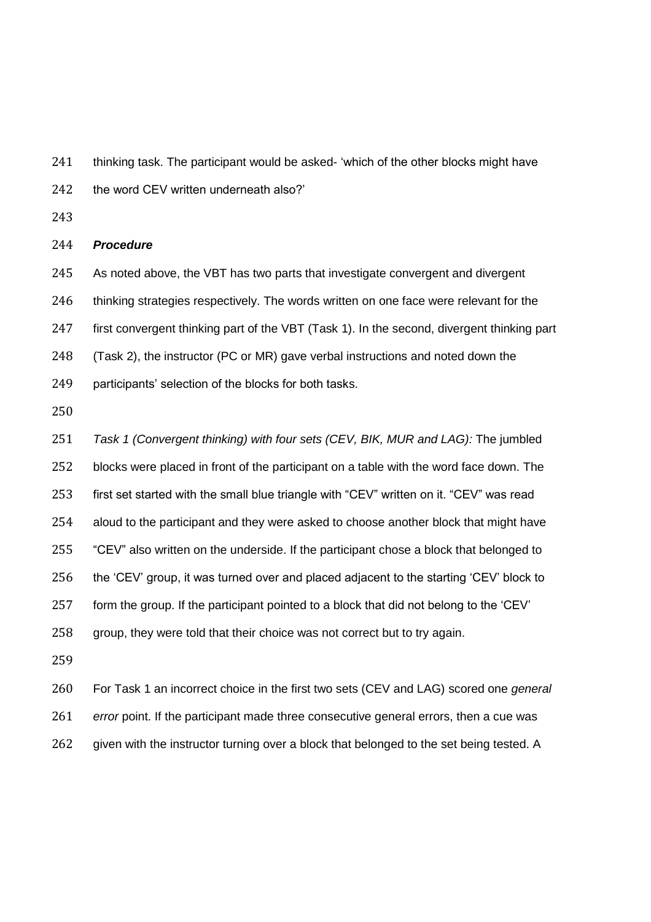thinking task. The participant would be asked- 'which of the other blocks might have the word CEV written underneath also?'

### ***Procedure***

As noted above, the VBT has two parts that investigate convergent and divergent thinking strategies respectively. The words written on one face were relevant for the first convergent thinking part of the VBT (Task 1). In the second, divergent thinking part (Task 2), the instructor (PC or MR) gave verbal instructions and noted down the participants' selection of the blocks for both tasks.

*Task 1 (Convergent thinking) with four sets (CEV, BIK, MUR and LAG):* The jumbled blocks were placed in front of the participant on a table with the word face down. The first set started with the small blue triangle with "CEV" written on it. "CEV" was read aloud to the participant and they were asked to choose another block that might have "CEV" also written on the underside. If the participant chose a block that belonged to the 'CEV' group, it was turned over and placed adjacent to the starting 'CEV' block to form the group. If the participant pointed to a block that did not belong to the 'CEV' group, they were told that their choice was not correct but to try again.

For Task 1 an incorrect choice in the first two sets (CEV and LAG) scored one *general error* point. If the participant made three consecutive general errors, then a cue was given with the instructor turning over a block that belonged to the set being tested. A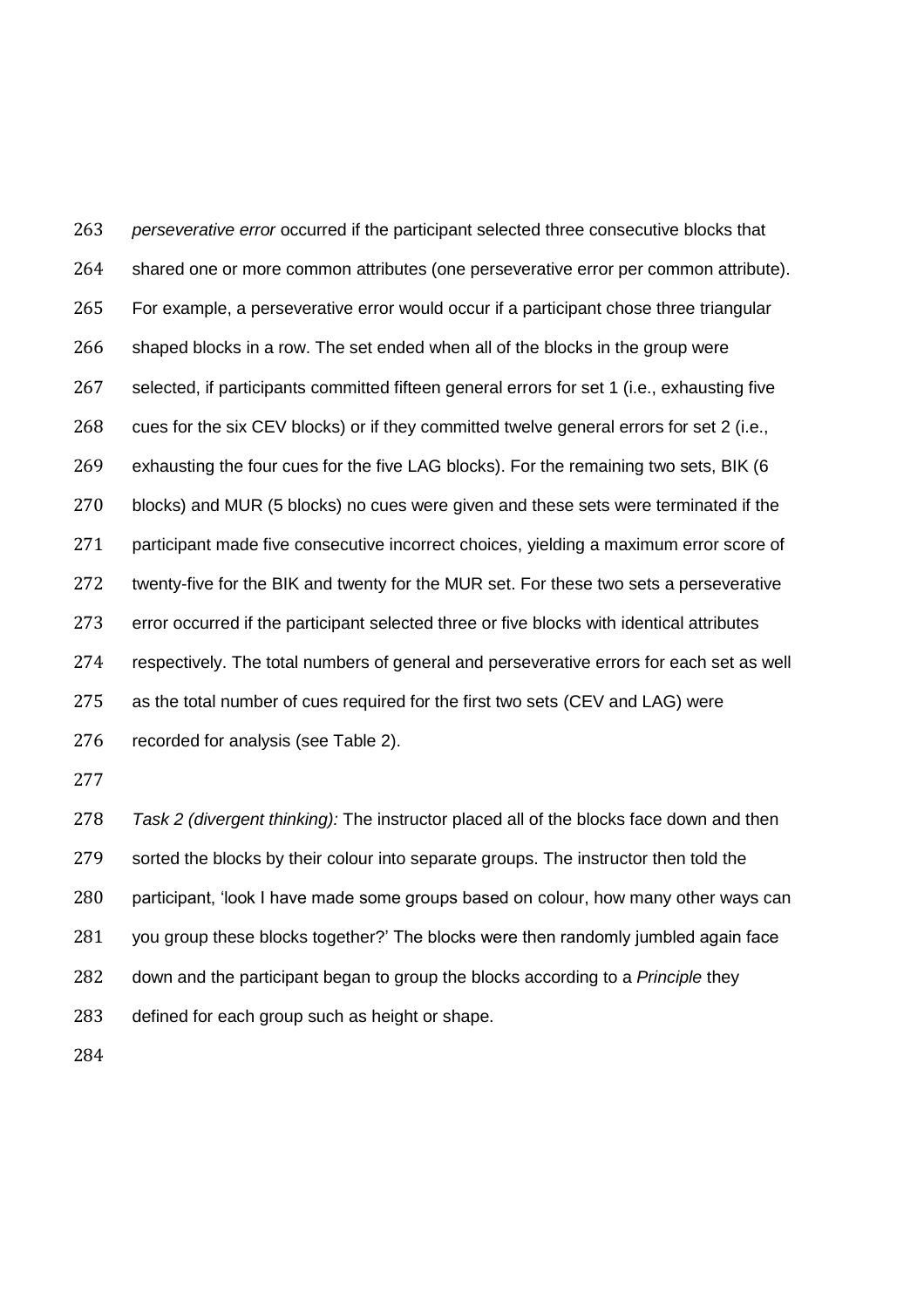*perseverative error* occurred if the participant selected three consecutive blocks that shared one or more common attributes (one perseverative error per common attribute). For example, a perseverative error would occur if a participant chose three triangular shaped blocks in a row. The set ended when all of the blocks in the group were selected, if participants committed fifteen general errors for set 1 (i.e., exhausting five cues for the six CEV blocks) or if they committed twelve general errors for set 2 (i.e., exhausting the four cues for the five LAG blocks). For the remaining two sets, BIK (6 blocks) and MUR (5 blocks) no cues were given and these sets were terminated if the participant made five consecutive incorrect choices, yielding a maximum error score of twenty-five for the BIK and twenty for the MUR set. For these two sets a perseverative error occurred if the participant selected three or five blocks with identical attributes respectively. The total numbers of general and perseverative errors for each set as well as the total number of cues required for the first two sets (CEV and LAG) were recorded for analysis (see Table 2).

*Task 2 (divergent thinking):* The instructor placed all of the blocks face down and then sorted the blocks by their colour into separate groups. The instructor then told the participant, 'look I have made some groups based on colour, how many other ways can you group these blocks together?' The blocks were then randomly jumbled again face down and the participant began to group the blocks according to a *Principle* they defined for each group such as height or shape.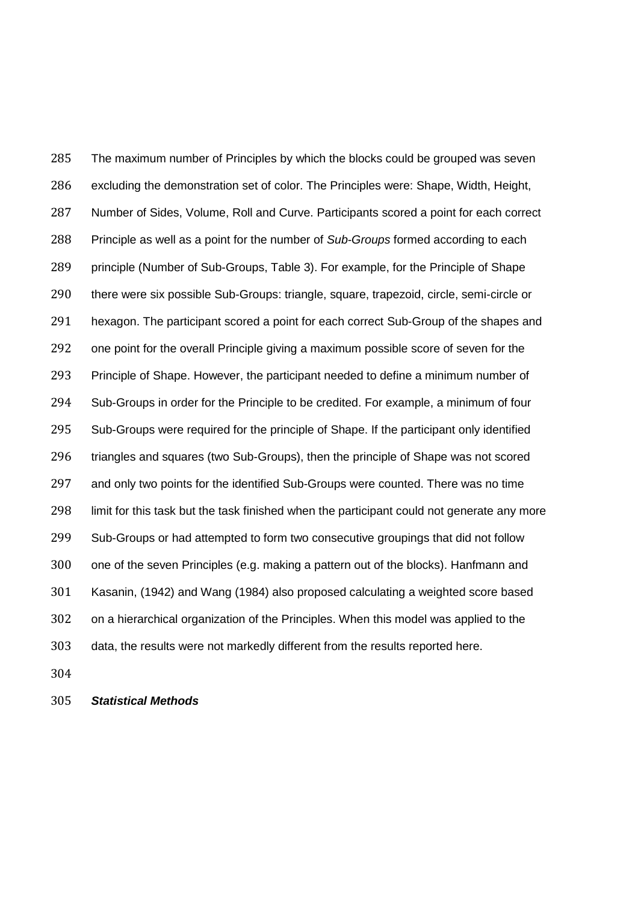The maximum number of Principles by which the blocks could be grouped was seven excluding the demonstration set of color. The Principles were: Shape, Width, Height, Number of Sides, Volume, Roll and Curve. Participants scored a point for each correct Principle as well as a point for the number of *Sub-Groups* formed according to each principle (Number of Sub-Groups, Table 3). For example, for the Principle of Shape there were six possible Sub-Groups: triangle, square, trapezoid, circle, semi-circle or hexagon. The participant scored a point for each correct Sub-Group of the shapes and one point for the overall Principle giving a maximum possible score of seven for the Principle of Shape. However, the participant needed to define a minimum number of Sub-Groups in order for the Principle to be credited. For example, a minimum of four Sub-Groups were required for the principle of Shape. If the participant only identified triangles and squares (two Sub-Groups), then the principle of Shape was not scored and only two points for the identified Sub-Groups were counted. There was no time limit for this task but the task finished when the participant could not generate any more Sub-Groups or had attempted to form two consecutive groupings that did not follow one of the seven Principles (e.g. making a pattern out of the blocks). Hanfmann and Kasanin, (1942) and Wang (1984) also proposed calculating a weighted score based on a hierarchical organization of the Principles. When this model was applied to the data, the results were not markedly different from the results reported here.

***Statistical Methods***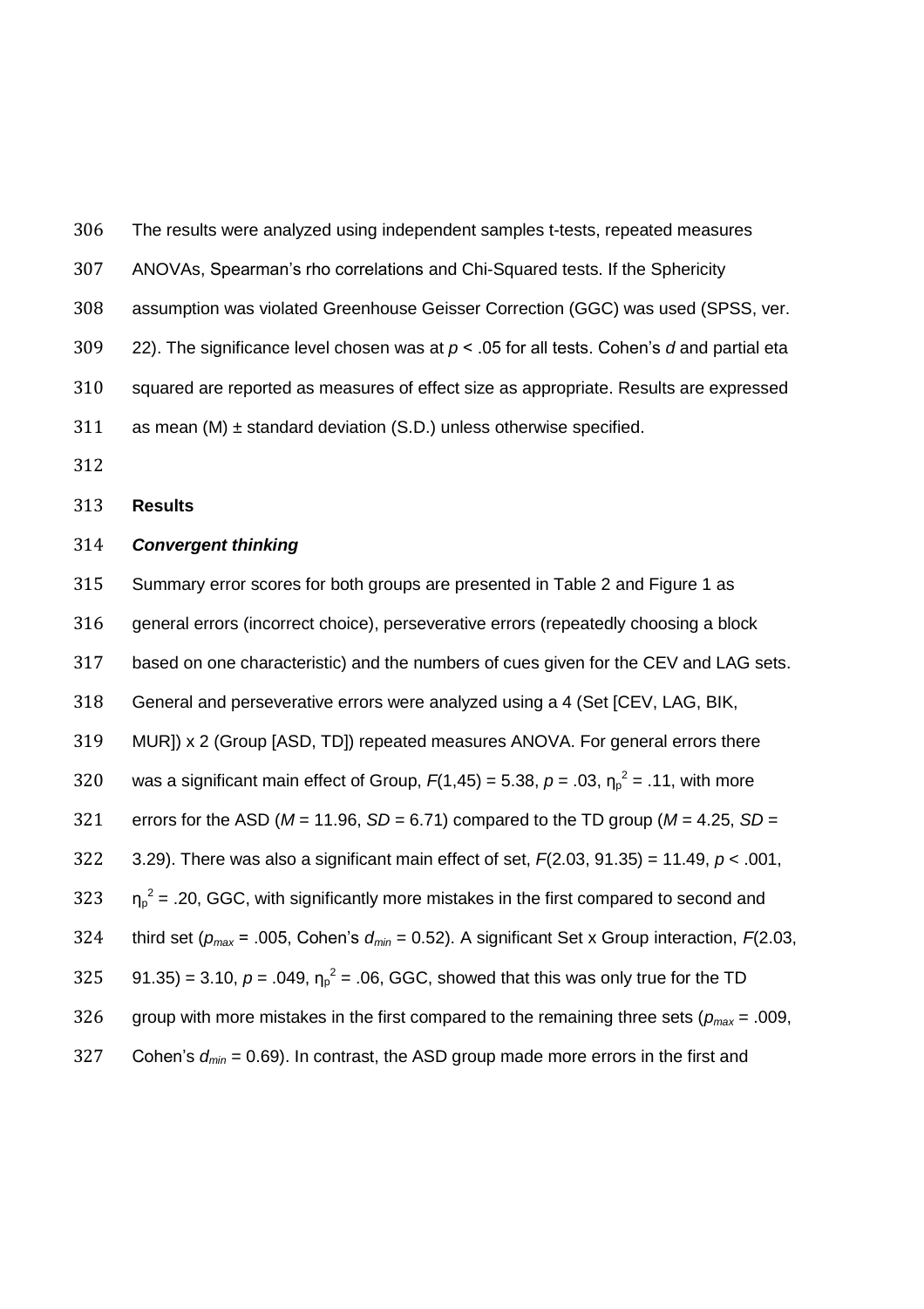The results were analyzed using independent samples t-tests, repeated measures ANOVAs, Spearman's rho correlations and Chi-Squared tests. If the Sphericity assumption was violated Greenhouse Geisser Correction (GGC) was used (SPSS, ver. 22). The significance level chosen was at $p < .05$ for all tests. Cohen's $d$ and partial eta squared are reported as measures of effect size as appropriate. Results are expressed as mean (M) ± standard deviation (S.D.) unless otherwise specified.

## Results

### *Convergent thinking*

Summary error scores for both groups are presented in Table 2 and Figure 1 as general errors (incorrect choice), perseverative errors (repeatedly choosing a block based on one characteristic) and the numbers of cues given for the CEV and LAG sets. General and perseverative errors were analyzed using a 4 (Set [CEV, LAG, BIK, MUR]) x 2 (Group [ASD, TD]) repeated measures ANOVA. For general errors there was a significant main effect of Group, $F(1,45) = 5.38$, $p = .03$, $\eta_p^2 = .11$, with more errors for the ASD ($M = 11.96$, $SD = 6.71$) compared to the TD group ($M = 4.25$, $SD = 3.29$). There was also a significant main effect of set, $F(2.03, 91.35) = 11.49$, $p < .001$, $\eta_p^2 = .20$, GGC, with significantly more mistakes in the first compared to second and third set ($p_{max} = .005$, Cohen's $d_{min} = 0.52$). A significant Set x Group interaction, $F(2.03, 91.35) = 3.10$, $p = .049$, $\eta_p^2 = .06$, GGC, showed that this was only true for the TD group with more mistakes in the first compared to the remaining three sets ($p_{max} = .009$, Cohen's $d_{min} = 0.69$). In contrast, the ASD group made more errors in the first and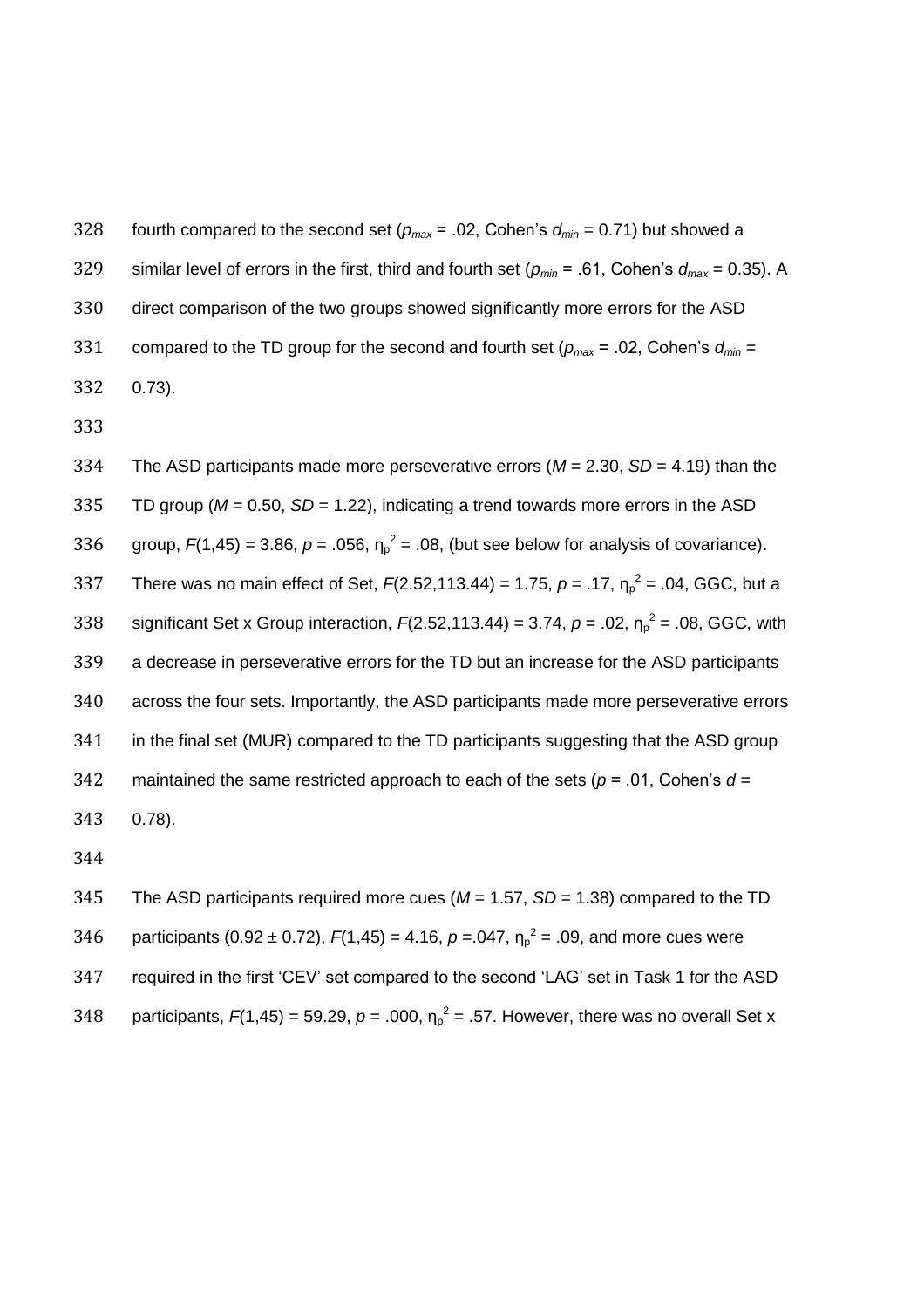fourth compared to the second set ($p_{max}$ = .02, Cohen's $d_{min}$ = 0.71) but showed a similar level of errors in the first, third and fourth set ($p_{min}$ = .61, Cohen's $d_{max}$ = 0.35). A direct comparison of the two groups showed significantly more errors for the ASD compared to the TD group for the second and fourth set ($p_{max}$ = .02, Cohen's $d_{min}$ = 0.73).

The ASD participants made more perseverative errors (*M* = 2.30, *SD* = 4.19) than the TD group (*M* = 0.50, *SD* = 1.22), indicating a trend towards more errors in the ASD group, $F(1,45) = 3.86$, $p = .056$, $\eta_p^2 = .08$, (but see below for analysis of covariance). There was no main effect of Set, $F(2.52,113.44) = 1.75$, $p = .17$, $\eta_p^2 = .04$, GGC, but a significant Set x Group interaction, $F(2.52,113.44) = 3.74$, $p = .02$, $\eta_p^2 = .08$, GGC, with a decrease in perseverative errors for the TD but an increase for the ASD participants across the four sets. Importantly, the ASD participants made more perseverative errors in the final set (MUR) compared to the TD participants suggesting that the ASD group maintained the same restricted approach to each of the sets ($p = .01$, Cohen's $d$ = 0.78).

The ASD participants required more cues (*M* = 1.57, *SD* = 1.38) compared to the TD participants (0.92 ± 0.72), $F(1,45) = 4.16$, $p =.047$, $\eta_p^2 = .09$, and more cues were required in the first 'CEV' set compared to the second 'LAG' set in Task 1 for the ASD participants, $F(1,45) = 59.29$, $p = .000$, $\eta_p^2 = .57$. However, there was no overall Set x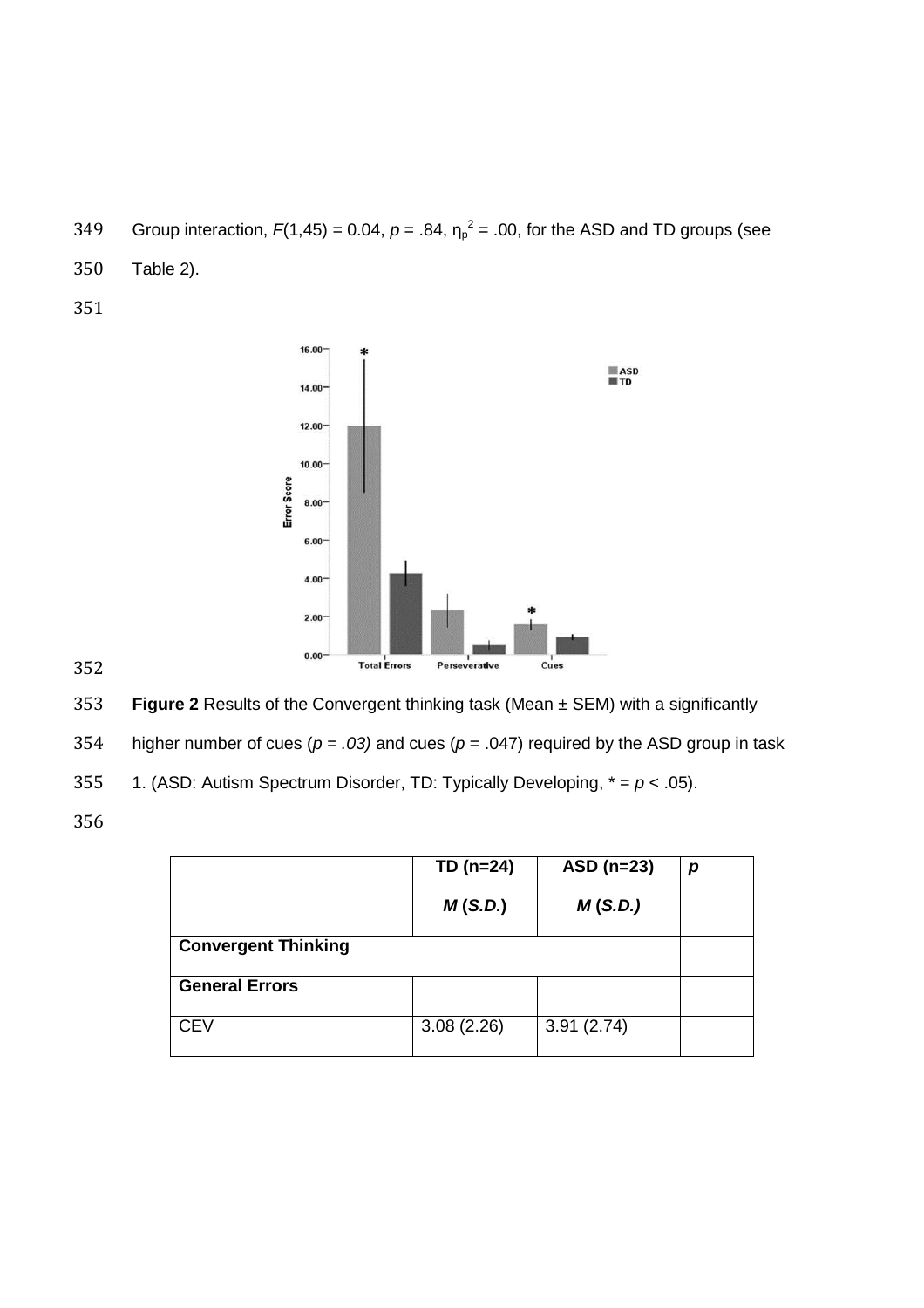Group interaction, $F(1,45) = 0.04$, $p = .84$, $\eta_p^2 = .00$, for the ASD and TD groups (see Table 2).

**Figure 2** Results of the Convergent thinking task (Mean ± SEM) with a significantly higher number of cues ($p = .03$) and cues ($p = .047$) required by the ASD group in task 1. (ASD: Autism Spectrum Disorder, TD: Typically Developing, * = $p < .05$).

| | TD (n=24) *M* (*S.D.*) | ASD (n=23) *M* (*S.D.*) | *p* |
|---|---|---|---|
| **Convergent Thinking** | | | |
| **General Errors** | | | |
| CEV | 3.08 (2.26) | 3.91 (2.74) | |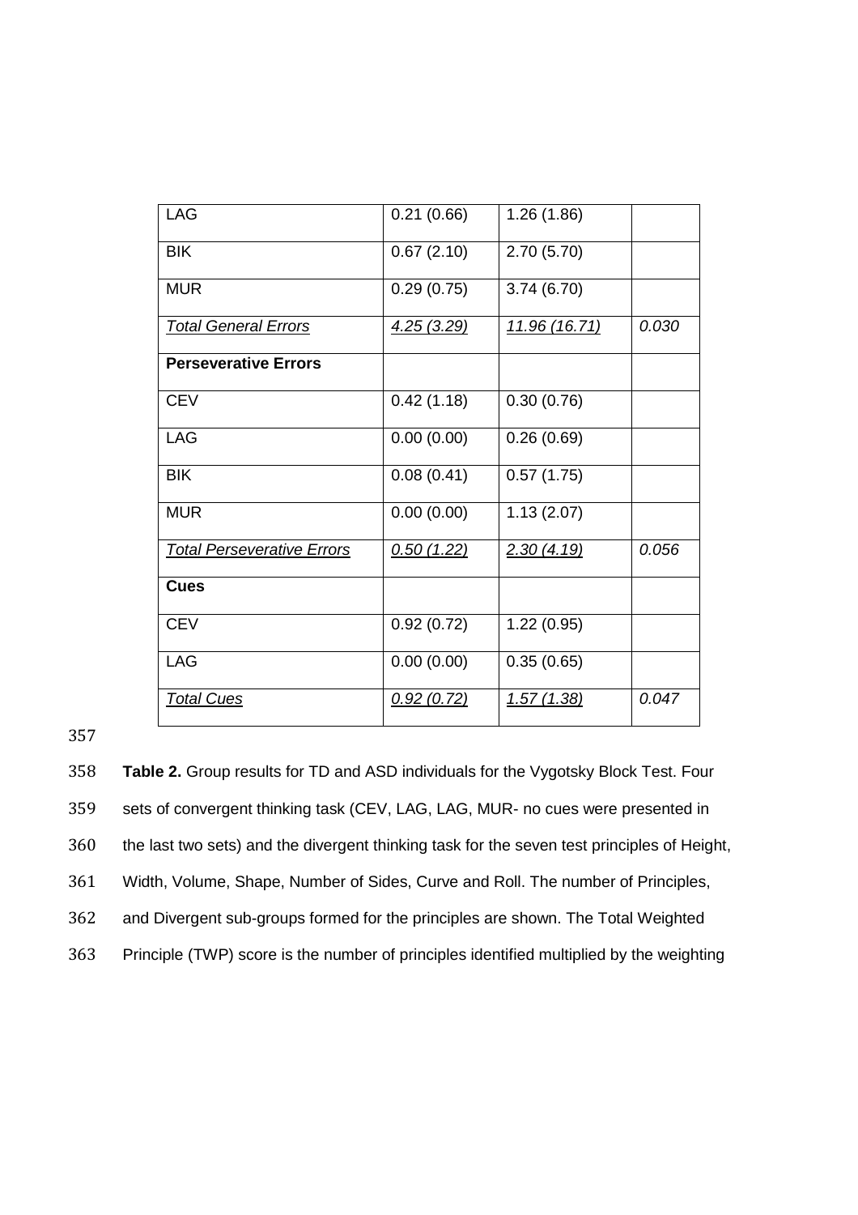| | | | |
|---|---|---|---|
| LAG | 0.21 (0.66) | 1.26 (1.86) | |
| BIK | 0.67 (2.10) | 2.70 (5.70) | |
| MUR | 0.29 (0.75) | 3.74 (6.70) | |
| *Total General Errors* | *4.25 (3.29)* | *11.96 (16.71)* | *0.030* |
| **Perseverative Errors** | | | |
| CEV | 0.42 (1.18) | 0.30 (0.76) | |
| LAG | 0.00 (0.00) | 0.26 (0.69) | |
| BIK | 0.08 (0.41) | 0.57 (1.75) | |
| MUR | 0.00 (0.00) | 1.13 (2.07) | |
| *Total Perseverative Errors* | *0.50 (1.22)* | *2.30 (4.19)* | *0.056* |
| **Cues** | | | |
| CEV | 0.92 (0.72) | 1.22 (0.95) | |
| LAG | 0.00 (0.00) | 0.35 (0.65) | |
| *Total Cues* | *0.92 (0.72)* | *1.57 (1.38)* | *0.047* |

**Table 2.** Group results for TD and ASD individuals for the Vygotsky Block Test. Four sets of convergent thinking task (CEV, LAG, LAG, MUR- no cues were presented in the last two sets) and the divergent thinking task for the seven test principles of Height, Width, Volume, Shape, Number of Sides, Curve and Roll. The number of Principles, and Divergent sub-groups formed for the principles are shown. The Total Weighted Principle (TWP) score is the number of principles identified multiplied by the weighting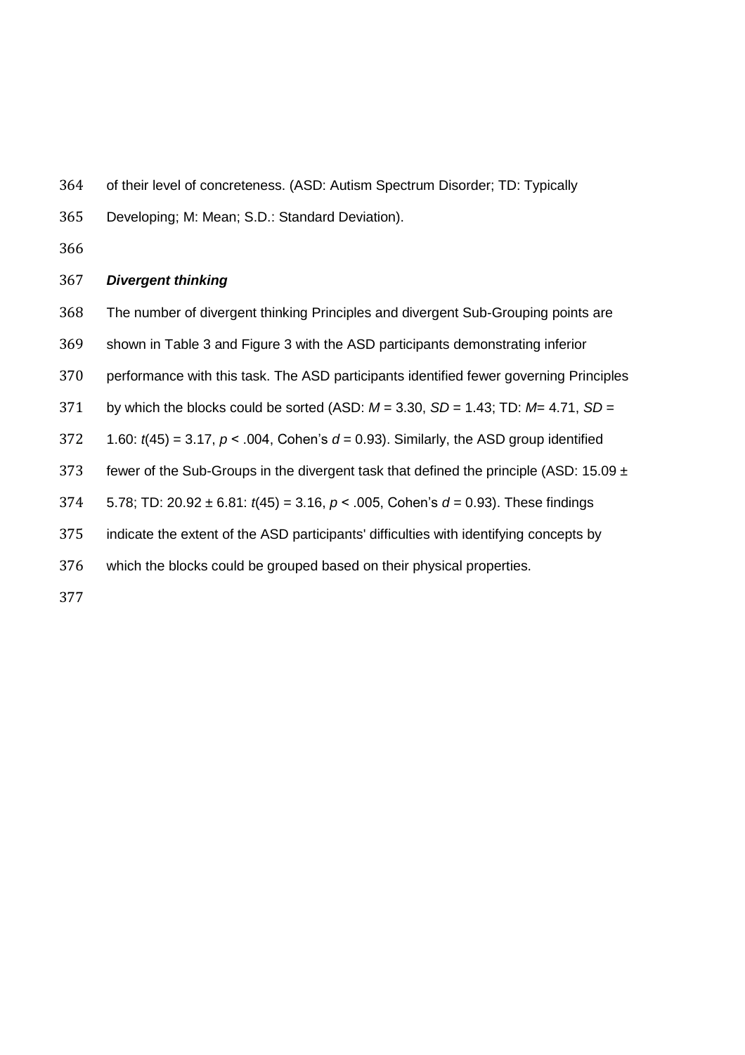of their level of concreteness. (ASD: Autism Spectrum Disorder; TD: Typically Developing; M: Mean; S.D.: Standard Deviation).

***Divergent thinking***

The number of divergent thinking Principles and divergent Sub-Grouping points are shown in Table 3 and Figure 3 with the ASD participants demonstrating inferior performance with this task. The ASD participants identified fewer governing Principles by which the blocks could be sorted (ASD: $M = 3.30$, $SD = 1.43$; TD: $M = 4.71$, $SD = 1.60$: $t(45) = 3.17$, $p < .004$, Cohen's $d = 0.93$). Similarly, the ASD group identified fewer of the Sub-Groups in the divergent task that defined the principle (ASD: $15.09 \pm 5.78$; TD: $20.92 \pm 6.81$: $t(45) = 3.16$, $p < .005$, Cohen's $d = 0.93$). These findings indicate the extent of the ASD participants' difficulties with identifying concepts by which the blocks could be grouped based on their physical properties.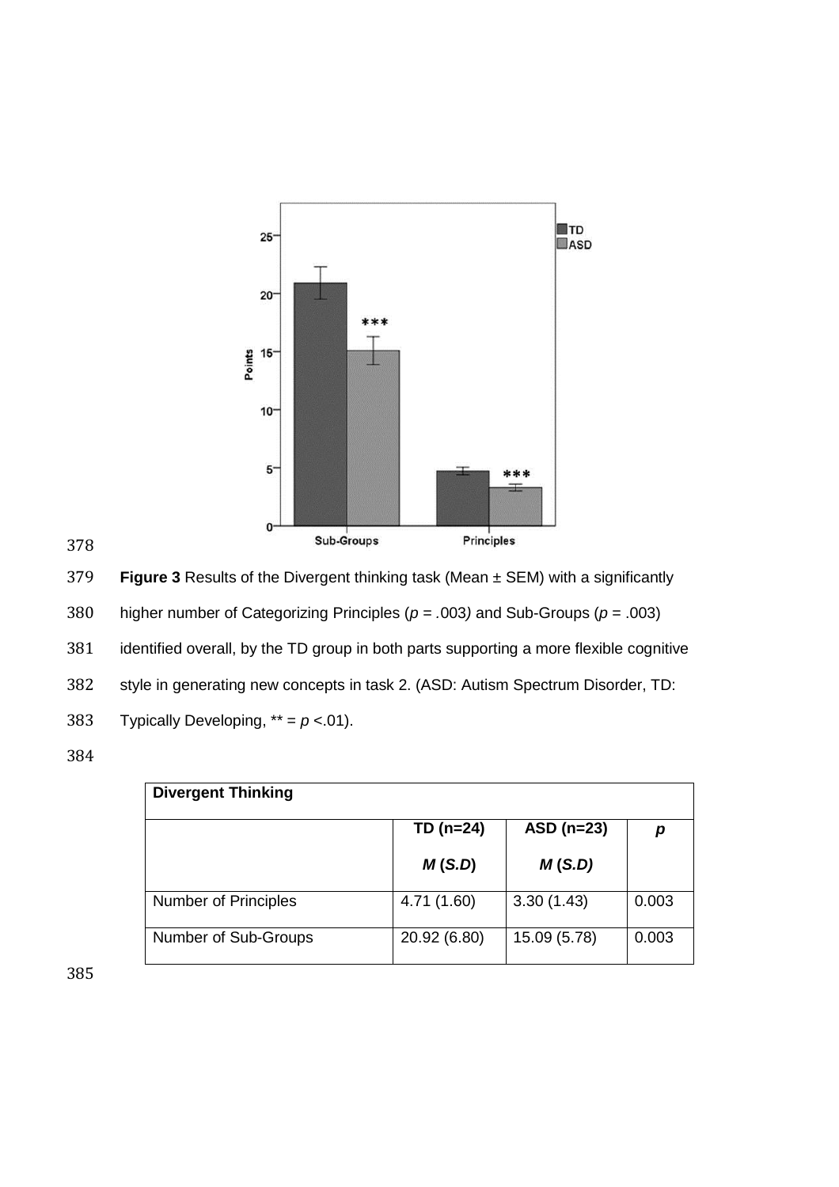**Figure 3** Results of the Divergent thinking task (Mean ± SEM) with a significantly higher number of Categorizing Principles ($p$ = .003) and Sub-Groups ($p$ = .003) identified overall, by the TD group in both parts supporting a more flexible cognitive style in generating new concepts in task 2. (ASD: Autism Spectrum Disorder, TD: Typically Developing, ** = $p$ <.01).

| **Divergent Thinking** | | | |
|---|---|---|---|
| | **TD (n=24)** *M* (*S.D*) | **ASD (n=23)** *M* (*S.D*) | *p* |
| Number of Principles | 4.71 (1.60) | 3.30 (1.43) | 0.003 |
| Number of Sub-Groups | 20.92 (6.80) | 15.09 (5.78) | 0.003 |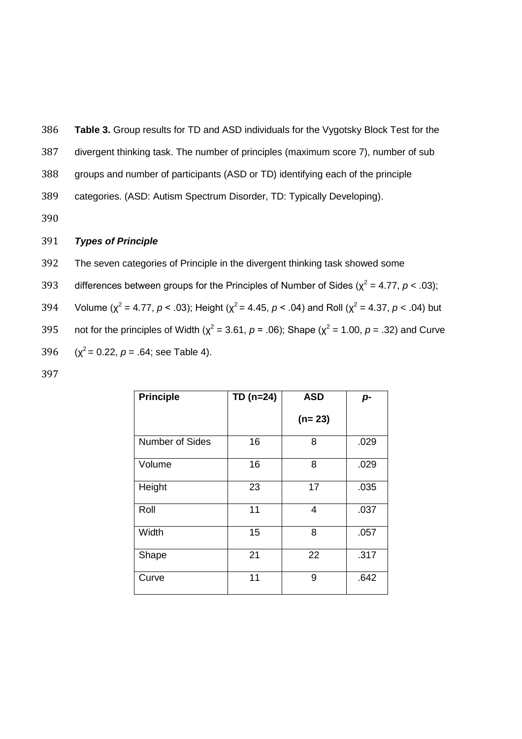**Table 3.** Group results for TD and ASD individuals for the Vygotsky Block Test for the divergent thinking task. The number of principles (maximum score 7), number of sub groups and number of participants (ASD or TD) identifying each of the principle categories. (ASD: Autism Spectrum Disorder, TD: Typically Developing).

***Types of Principle***

The seven categories of Principle in the divergent thinking task showed some differences between groups for the Principles of Number of Sides ($\chi^2 = 4.77$, $p < .03$); Volume ($\chi^2 = 4.77$, $p < .03$); Height ($\chi^2 = 4.45$, $p < .04$) and Roll ($\chi^2 = 4.37$, $p < .04$) but not for the principles of Width ($\chi^2 = 3.61$, $p = .06$); Shape ($\chi^2 = 1.00$, $p = .32$) and Curve ($\chi^2 = 0.22$, $p = .64$; see Table 4).

| **Principle** | **TD (n=24)** | **ASD (n= 23)** | ***p-*** |
|---|---|---|---|
| Number of Sides | 16 | 8 | .029 |
| Volume | 16 | 8 | .029 |
| Height | 23 | 17 | .035 |
| Roll | 11 | 4 | .037 |
| Width | 15 | 8 | .057 |
| Shape | 21 | 22 | .317 |
| Curve | 11 | 9 | .642 |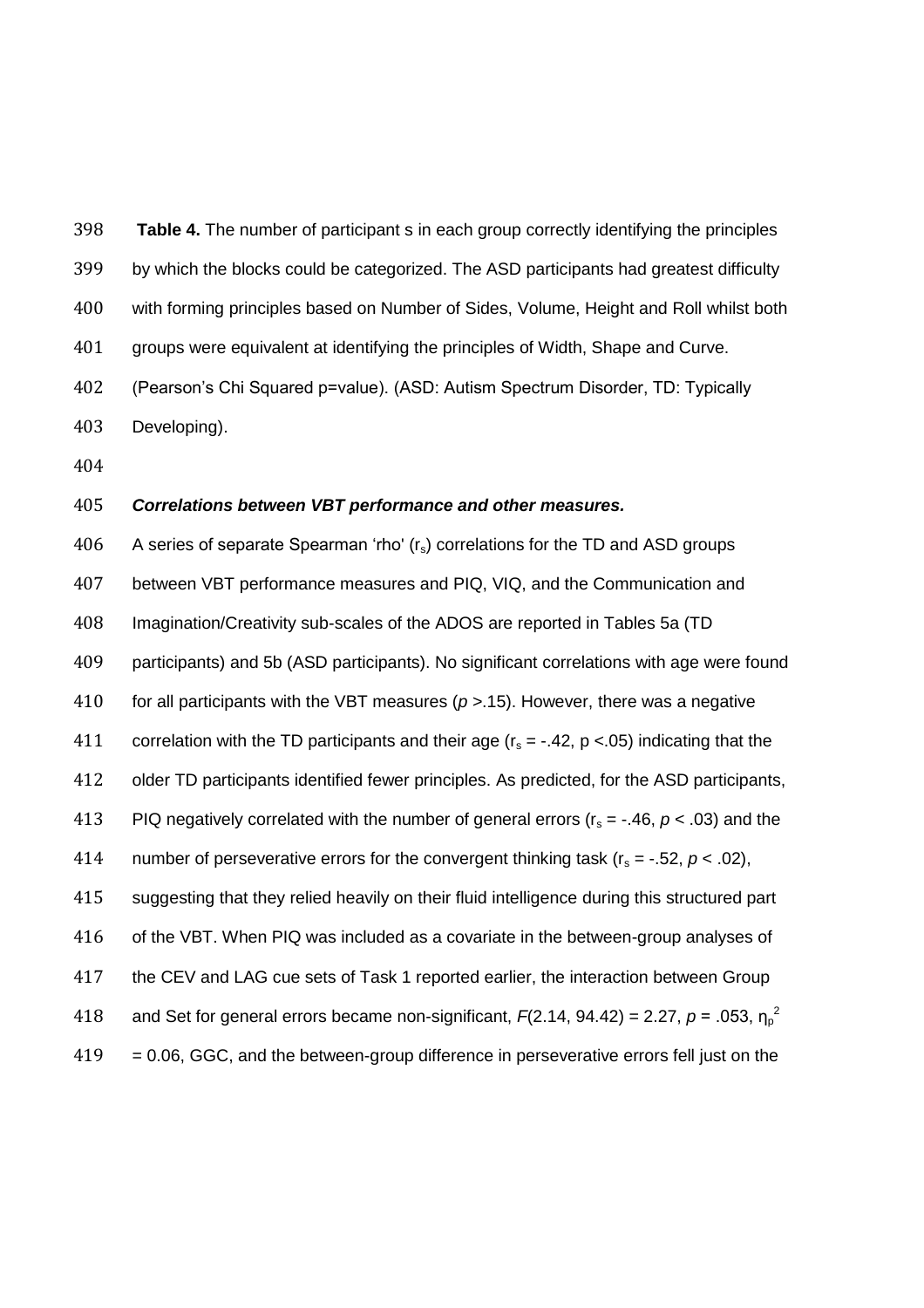**Table 4.** The number of participant s in each group correctly identifying the principles by which the blocks could be categorized. The ASD participants had greatest difficulty with forming principles based on Number of Sides, Volume, Height and Roll whilst both groups were equivalent at identifying the principles of Width, Shape and Curve. (Pearson's Chi Squared p=value). (ASD: Autism Spectrum Disorder, TD: Typically Developing).

***Correlations between VBT performance and other measures.***

A series of separate Spearman 'rho' ($r_s$) correlations for the TD and ASD groups between VBT performance measures and PIQ, VIQ, and the Communication and Imagination/Creativity sub-scales of the ADOS are reported in Tables 5a (TD participants) and 5b (ASD participants). No significant correlations with age were found for all participants with the VBT measures ($p$ >.15). However, there was a negative correlation with the TD participants and their age ($r_s$ = -.42, p <.05) indicating that the older TD participants identified fewer principles. As predicted, for the ASD participants, PIQ negatively correlated with the number of general errors ($r_s$ = -.46, $p$ < .03) and the number of perseverative errors for the convergent thinking task ($r_s$ = -.52, $p$ < .02), suggesting that they relied heavily on their fluid intelligence during this structured part of the VBT. When PIQ was included as a covariate in the between-group analyses of the CEV and LAG cue sets of Task 1 reported earlier, the interaction between Group and Set for general errors became non-significant, $F$(2.14, 94.42) = 2.27, $p$ = .053, $\eta_p^2$ = 0.06, GGC, and the between-group difference in perseverative errors fell just on the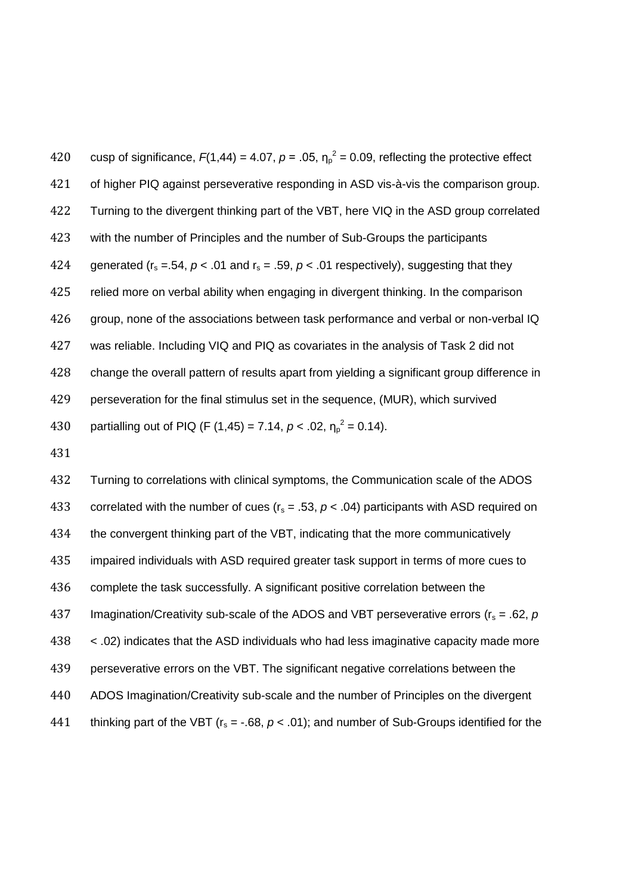cusp of significance, $F(1,44) = 4.07$, $p = .05$, $\eta_p^2 = 0.09$, reflecting the protective effect of higher PIQ against perseverative responding in ASD vis-à-vis the comparison group. Turning to the divergent thinking part of the VBT, here VIQ in the ASD group correlated with the number of Principles and the number of Sub-Groups the participants generated ($r_s = .54$, $p < .01$ and $r_s = .59$, $p < .01$ respectively), suggesting that they relied more on verbal ability when engaging in divergent thinking. In the comparison group, none of the associations between task performance and verbal or non-verbal IQ was reliable. Including VIQ and PIQ as covariates in the analysis of Task 2 did not change the overall pattern of results apart from yielding a significant group difference in perseveration for the final stimulus set in the sequence, (MUR), which survived partialling out of PIQ ($F(1,45) = 7.14$, $p < .02$, $\eta_p^2 = 0.14$).

Turning to correlations with clinical symptoms, the Communication scale of the ADOS correlated with the number of cues ($r_s = .53$, $p < .04$) participants with ASD required on the convergent thinking part of the VBT, indicating that the more communicatively impaired individuals with ASD required greater task support in terms of more cues to complete the task successfully. A significant positive correlation between the Imagination/Creativity sub-scale of the ADOS and VBT perseverative errors ($r_s = .62$, $p < .02$) indicates that the ASD individuals who had less imaginative capacity made more perseverative errors on the VBT. The significant negative correlations between the ADOS Imagination/Creativity sub-scale and the number of Principles on the divergent thinking part of the VBT ($r_s = -.68$, $p < .01$); and number of Sub-Groups identified for the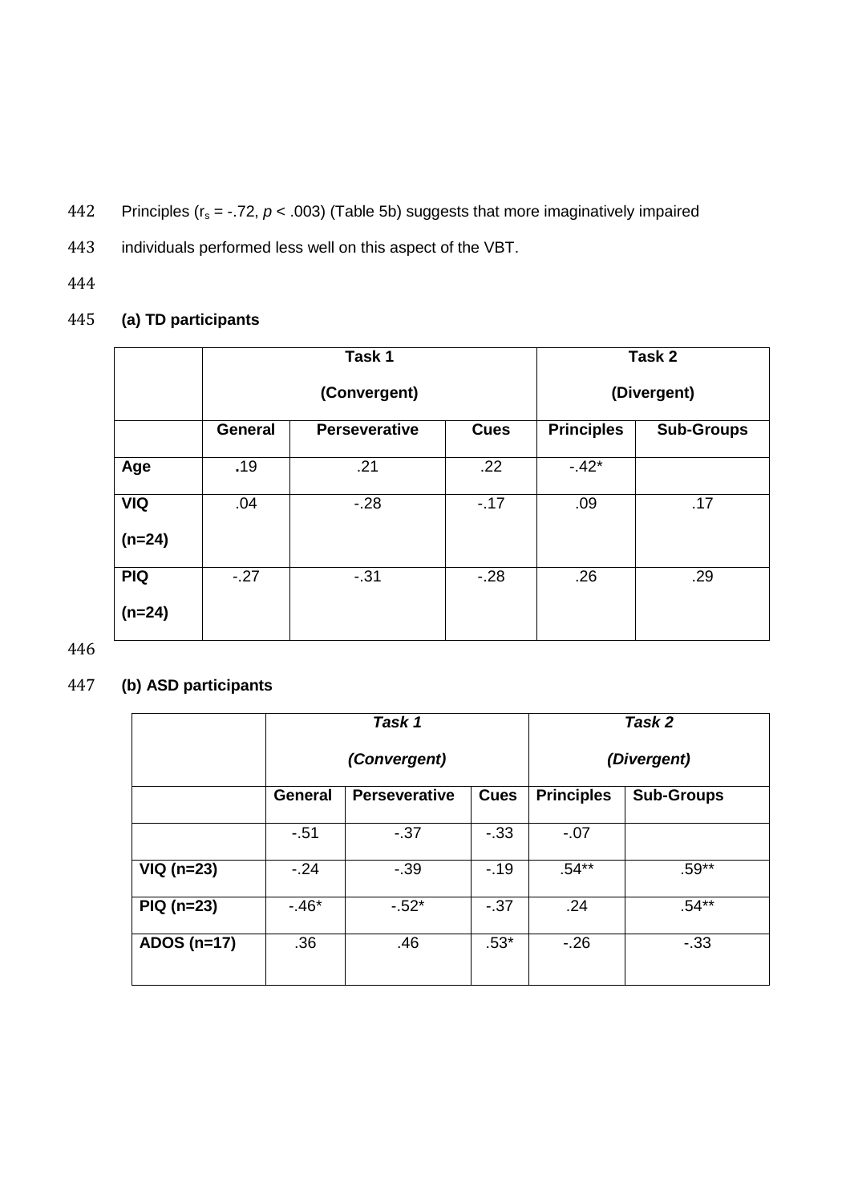Principles ($r_s$ = -.72, $p$ < .003) (Table 5b) suggests that more imaginatively impaired individuals performed less well on this aspect of the VBT.

**(a) TD participants**

| | **Task 1 (Convergent)** | | | **Task 2 (Divergent)** | |
|---|---|---|---|---|---|
| | **General** | **Perseverative** | **Cues** | **Principles** | **Sub-Groups** |
| **Age** | .19 | .21 | .22 | -.42* | |
| **VIQ (n=24)** | .04 | -.28 | -.17 | .09 | .17 |
| **PIQ (n=24)** | -.27 | -.31 | -.28 | .26 | .29 |

**(b) ASD participants**

| | ***Task 1 (Convergent)*** | | | ***Task 2 (Divergent)*** | |
|---|---|---|---|---|---|
| | **General** | **Perseverative** | **Cues** | **Principles** | **Sub-Groups** |
| | -.51 | -.37 | -.33 | -.07 | |
| **VIQ (n=23)** | -.24 | -.39 | -.19 | .54** | .59** |
| **PIQ (n=23)** | -.46* | -.52* | -.37 | .24 | .54** |
| **ADOS (n=17)** | .36 | .46 | .53* | -.26 | -.33 |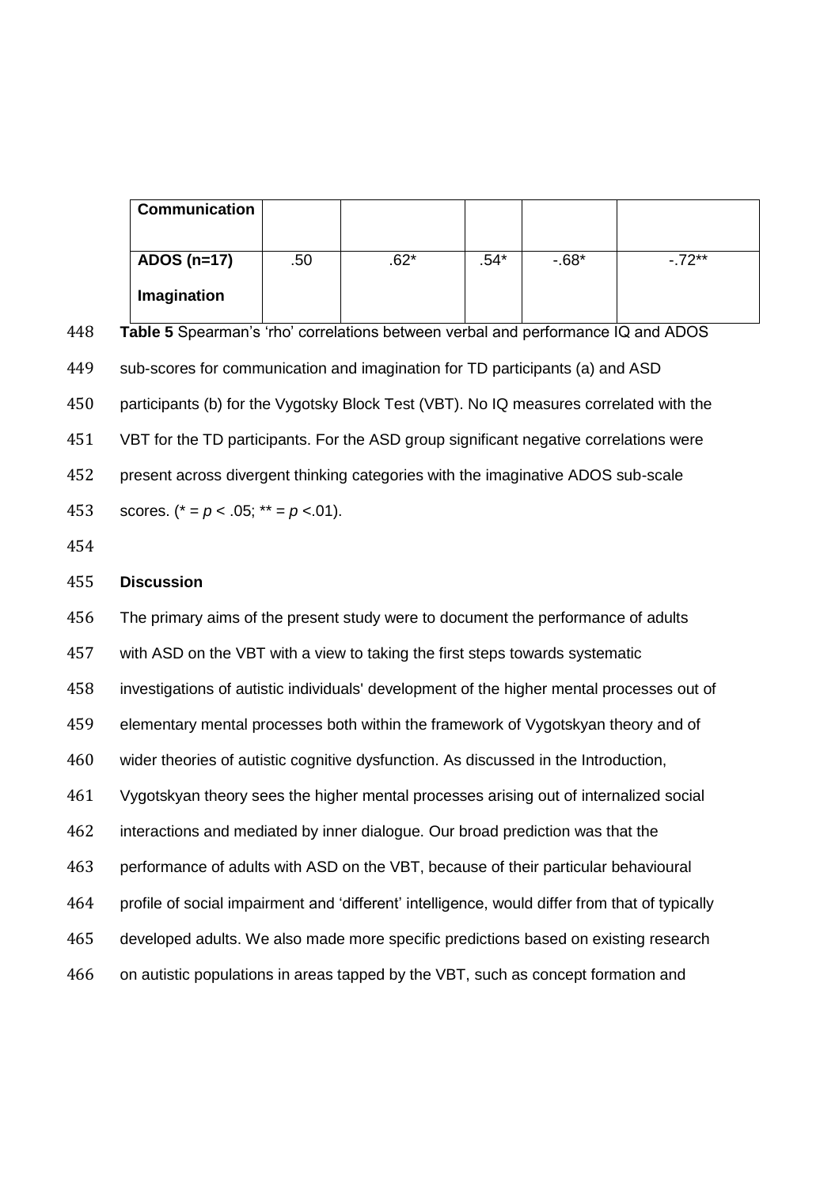| Communication | | | | | |
|---|---|---|---|---|---|
| ADOS (n=17) Imagination | .50 | .62* | .54* | -.68* | -.72** |

**Table 5** Spearman's 'rho' correlations between verbal and performance IQ and ADOS sub-scores for communication and imagination for TD participants (a) and ASD participants (b) for the Vygotsky Block Test (VBT). No IQ measures correlated with the VBT for the TD participants. For the ASD group significant negative correlations were present across divergent thinking categories with the imaginative ADOS sub-scale scores. (* = $p$ < .05; ** = $p$ <.01).

## Discussion

The primary aims of the present study were to document the performance of adults with ASD on the VBT with a view to taking the first steps towards systematic investigations of autistic individuals' development of the higher mental processes out of elementary mental processes both within the framework of Vygotskyan theory and of wider theories of autistic cognitive dysfunction. As discussed in the Introduction, Vygotskyan theory sees the higher mental processes arising out of internalized social interactions and mediated by inner dialogue. Our broad prediction was that the performance of adults with ASD on the VBT, because of their particular behavioural profile of social impairment and 'different' intelligence, would differ from that of typically developed adults. We also made more specific predictions based on existing research on autistic populations in areas tapped by the VBT, such as concept formation and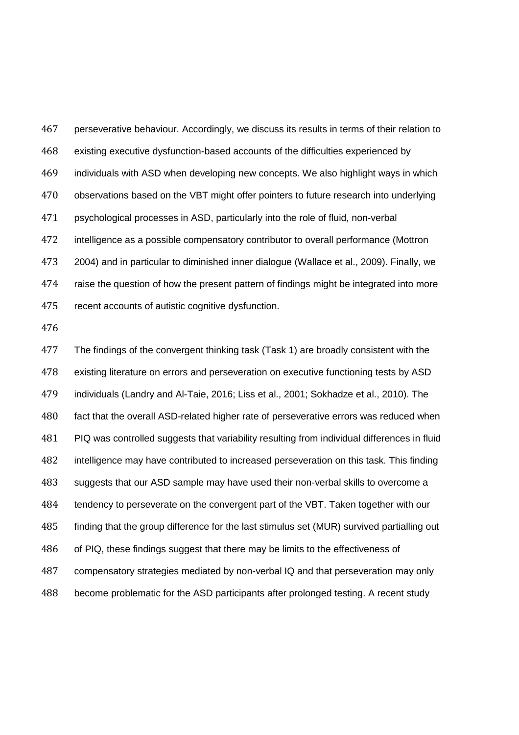perseverative behaviour. Accordingly, we discuss its results in terms of their relation to existing executive dysfunction-based accounts of the difficulties experienced by individuals with ASD when developing new concepts. We also highlight ways in which observations based on the VBT might offer pointers to future research into underlying psychological processes in ASD, particularly into the role of fluid, non-verbal intelligence as a possible compensatory contributor to overall performance (Mottron 2004) and in particular to diminished inner dialogue (Wallace et al., 2009). Finally, we raise the question of how the present pattern of findings might be integrated into more recent accounts of autistic cognitive dysfunction.

The findings of the convergent thinking task (Task 1) are broadly consistent with the existing literature on errors and perseveration on executive functioning tests by ASD individuals (Landry and Al-Taie, 2016; Liss et al., 2001; Sokhadze et al., 2010). The fact that the overall ASD-related higher rate of perseverative errors was reduced when PIQ was controlled suggests that variability resulting from individual differences in fluid intelligence may have contributed to increased perseveration on this task. This finding suggests that our ASD sample may have used their non-verbal skills to overcome a tendency to perseverate on the convergent part of the VBT. Taken together with our finding that the group difference for the last stimulus set (MUR) survived partialling out of PIQ, these findings suggest that there may be limits to the effectiveness of compensatory strategies mediated by non-verbal IQ and that perseveration may only become problematic for the ASD participants after prolonged testing. A recent study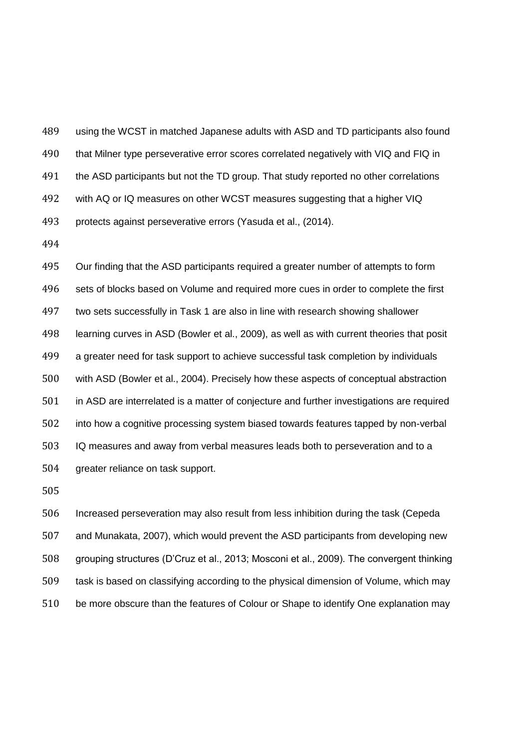using the WCST in matched Japanese adults with ASD and TD participants also found that Milner type perseverative error scores correlated negatively with VIQ and FIQ in the ASD participants but not the TD group. That study reported no other correlations with AQ or IQ measures on other WCST measures suggesting that a higher VIQ protects against perseverative errors (Yasuda et al., (2014).

Our finding that the ASD participants required a greater number of attempts to form sets of blocks based on Volume and required more cues in order to complete the first two sets successfully in Task 1 are also in line with research showing shallower learning curves in ASD (Bowler et al., 2009), as well as with current theories that posit a greater need for task support to achieve successful task completion by individuals with ASD (Bowler et al., 2004). Precisely how these aspects of conceptual abstraction in ASD are interrelated is a matter of conjecture and further investigations are required into how a cognitive processing system biased towards features tapped by non-verbal IQ measures and away from verbal measures leads both to perseveration and to a greater reliance on task support.

Increased perseveration may also result from less inhibition during the task (Cepeda and Munakata, 2007), which would prevent the ASD participants from developing new grouping structures (D'Cruz et al., 2013; Mosconi et al., 2009). The convergent thinking task is based on classifying according to the physical dimension of Volume, which may be more obscure than the features of Colour or Shape to identify One explanation may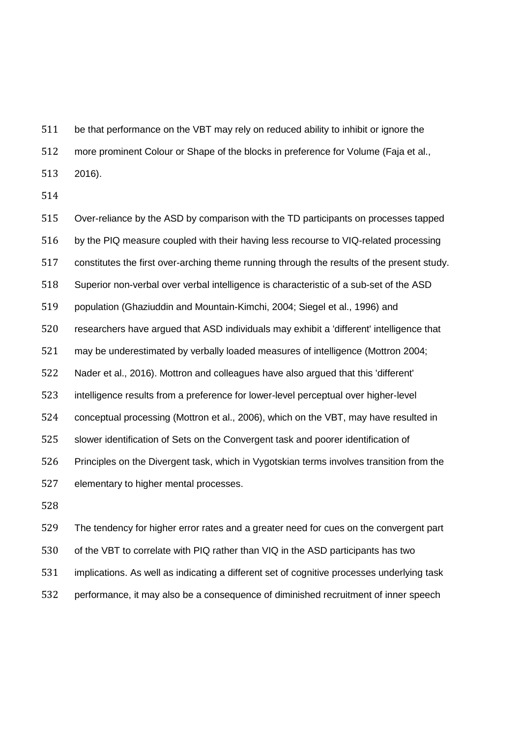be that performance on the VBT may rely on reduced ability to inhibit or ignore the more prominent Colour or Shape of the blocks in preference for Volume (Faja et al., 2016).

Over-reliance by the ASD by comparison with the TD participants on processes tapped by the PIQ measure coupled with their having less recourse to VIQ-related processing constitutes the first over-arching theme running through the results of the present study. Superior non-verbal over verbal intelligence is characteristic of a sub-set of the ASD population (Ghaziuddin and Mountain-Kimchi, 2004; Siegel et al., 1996) and researchers have argued that ASD individuals may exhibit a 'different' intelligence that may be underestimated by verbally loaded measures of intelligence (Mottron 2004; Nader et al., 2016). Mottron and colleagues have also argued that this 'different' intelligence results from a preference for lower-level perceptual over higher-level conceptual processing (Mottron et al., 2006), which on the VBT, may have resulted in slower identification of Sets on the Convergent task and poorer identification of Principles on the Divergent task, which in Vygotskian terms involves transition from the elementary to higher mental processes.

The tendency for higher error rates and a greater need for cues on the convergent part of the VBT to correlate with PIQ rather than VIQ in the ASD participants has two implications. As well as indicating a different set of cognitive processes underlying task performance, it may also be a consequence of diminished recruitment of inner speech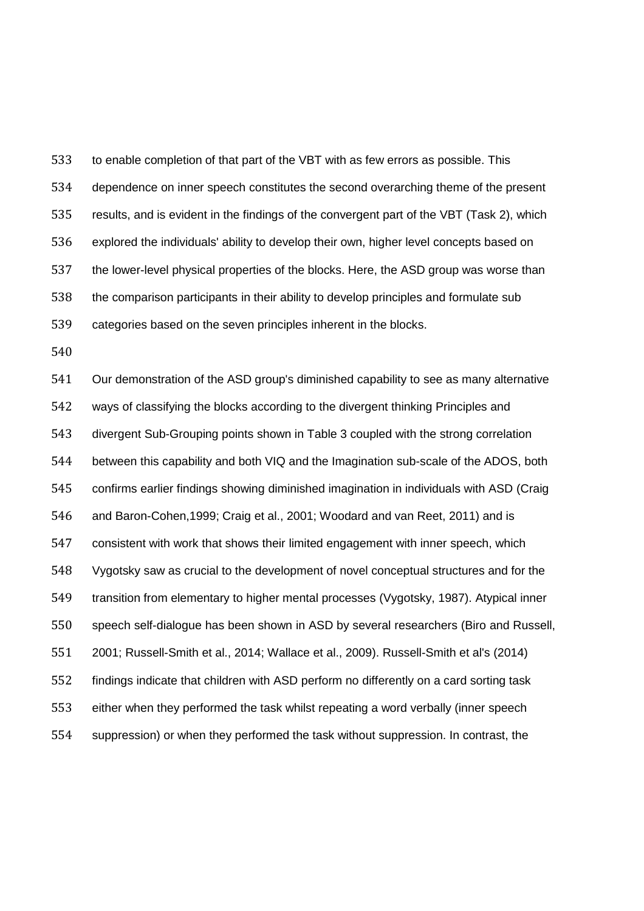to enable completion of that part of the VBT with as few errors as possible. This dependence on inner speech constitutes the second overarching theme of the present results, and is evident in the findings of the convergent part of the VBT (Task 2), which explored the individuals' ability to develop their own, higher level concepts based on the lower-level physical properties of the blocks. Here, the ASD group was worse than the comparison participants in their ability to develop principles and formulate sub categories based on the seven principles inherent in the blocks.

Our demonstration of the ASD group's diminished capability to see as many alternative ways of classifying the blocks according to the divergent thinking Principles and divergent Sub-Grouping points shown in Table 3 coupled with the strong correlation between this capability and both VIQ and the Imagination sub-scale of the ADOS, both confirms earlier findings showing diminished imagination in individuals with ASD (Craig and Baron-Cohen,1999; Craig et al., 2001; Woodard and van Reet, 2011) and is consistent with work that shows their limited engagement with inner speech, which Vygotsky saw as crucial to the development of novel conceptual structures and for the transition from elementary to higher mental processes (Vygotsky, 1987). Atypical inner speech self-dialogue has been shown in ASD by several researchers (Biro and Russell, 2001; Russell-Smith et al., 2014; Wallace et al., 2009). Russell-Smith et al's (2014) findings indicate that children with ASD perform no differently on a card sorting task either when they performed the task whilst repeating a word verbally (inner speech suppression) or when they performed the task without suppression. In contrast, the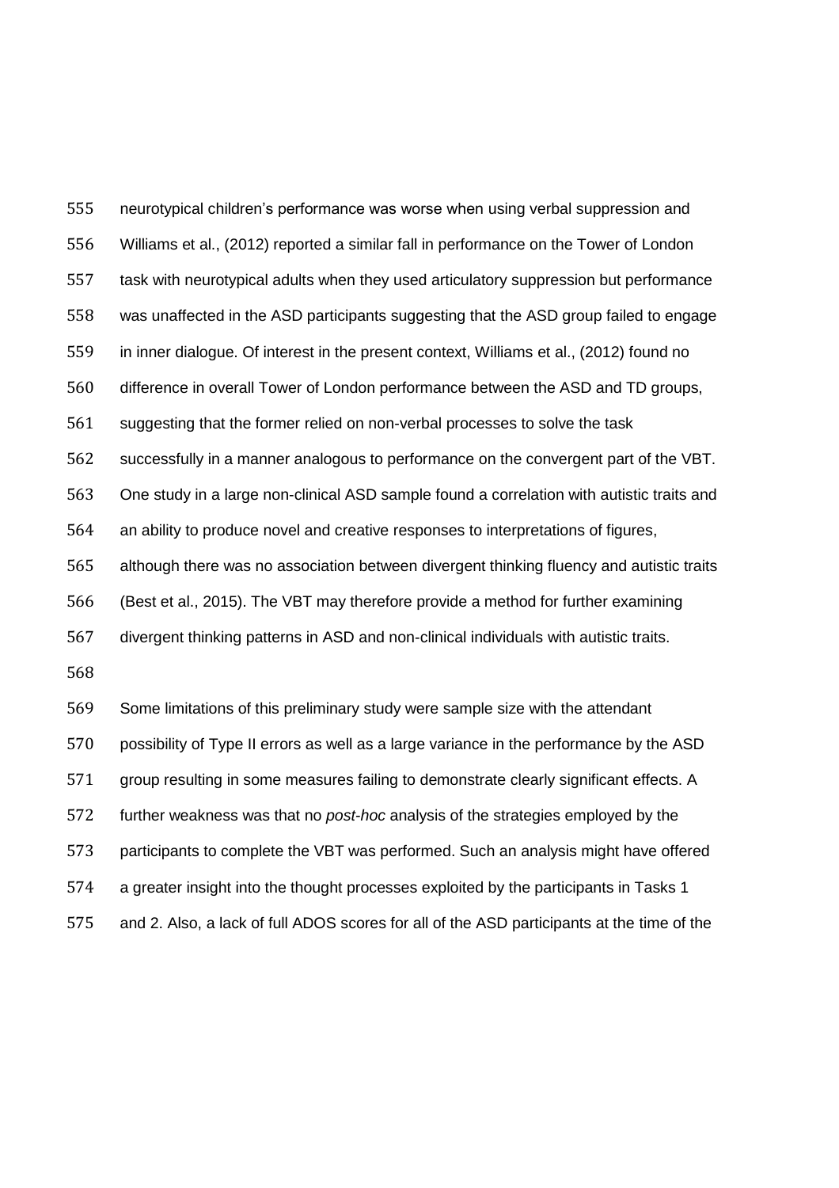neurotypical children's performance was worse when using verbal suppression and Williams et al., (2012) reported a similar fall in performance on the Tower of London task with neurotypical adults when they used articulatory suppression but performance was unaffected in the ASD participants suggesting that the ASD group failed to engage in inner dialogue. Of interest in the present context, Williams et al., (2012) found no difference in overall Tower of London performance between the ASD and TD groups, suggesting that the former relied on non-verbal processes to solve the task successfully in a manner analogous to performance on the convergent part of the VBT. One study in a large non-clinical ASD sample found a correlation with autistic traits and an ability to produce novel and creative responses to interpretations of figures, although there was no association between divergent thinking fluency and autistic traits (Best et al., 2015). The VBT may therefore provide a method for further examining divergent thinking patterns in ASD and non-clinical individuals with autistic traits.

Some limitations of this preliminary study were sample size with the attendant possibility of Type II errors as well as a large variance in the performance by the ASD group resulting in some measures failing to demonstrate clearly significant effects. A further weakness was that no *post-hoc* analysis of the strategies employed by the participants to complete the VBT was performed. Such an analysis might have offered a greater insight into the thought processes exploited by the participants in Tasks 1 and 2. Also, a lack of full ADOS scores for all of the ASD participants at the time of the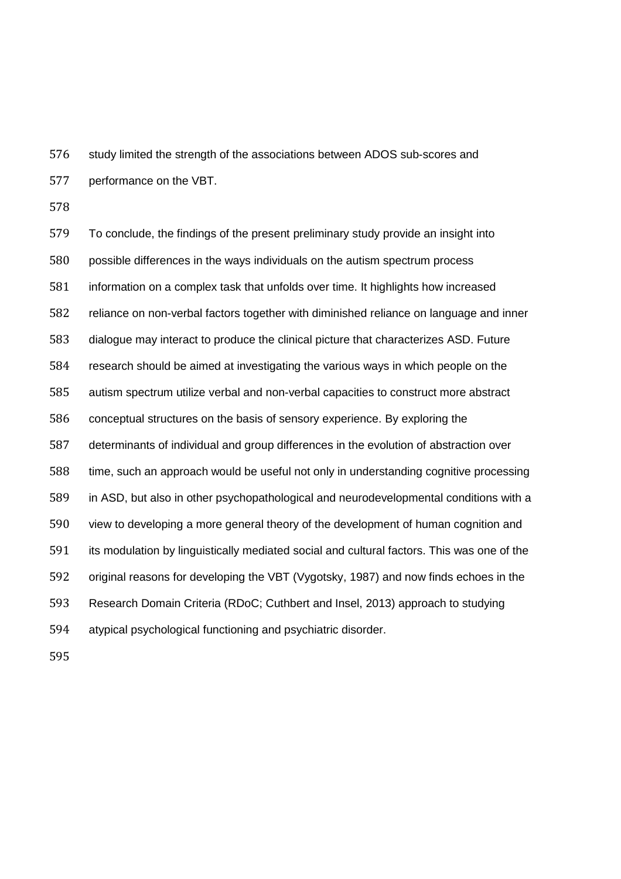study limited the strength of the associations between ADOS sub-scores and performance on the VBT.

To conclude, the findings of the present preliminary study provide an insight into possible differences in the ways individuals on the autism spectrum process information on a complex task that unfolds over time. It highlights how increased reliance on non-verbal factors together with diminished reliance on language and inner dialogue may interact to produce the clinical picture that characterizes ASD. Future research should be aimed at investigating the various ways in which people on the autism spectrum utilize verbal and non-verbal capacities to construct more abstract conceptual structures on the basis of sensory experience. By exploring the determinants of individual and group differences in the evolution of abstraction over time, such an approach would be useful not only in understanding cognitive processing in ASD, but also in other psychopathological and neurodevelopmental conditions with a view to developing a more general theory of the development of human cognition and its modulation by linguistically mediated social and cultural factors. This was one of the original reasons for developing the VBT (Vygotsky, 1987) and now finds echoes in the Research Domain Criteria (RDoC; Cuthbert and Insel, 2013) approach to studying atypical psychological functioning and psychiatric disorder.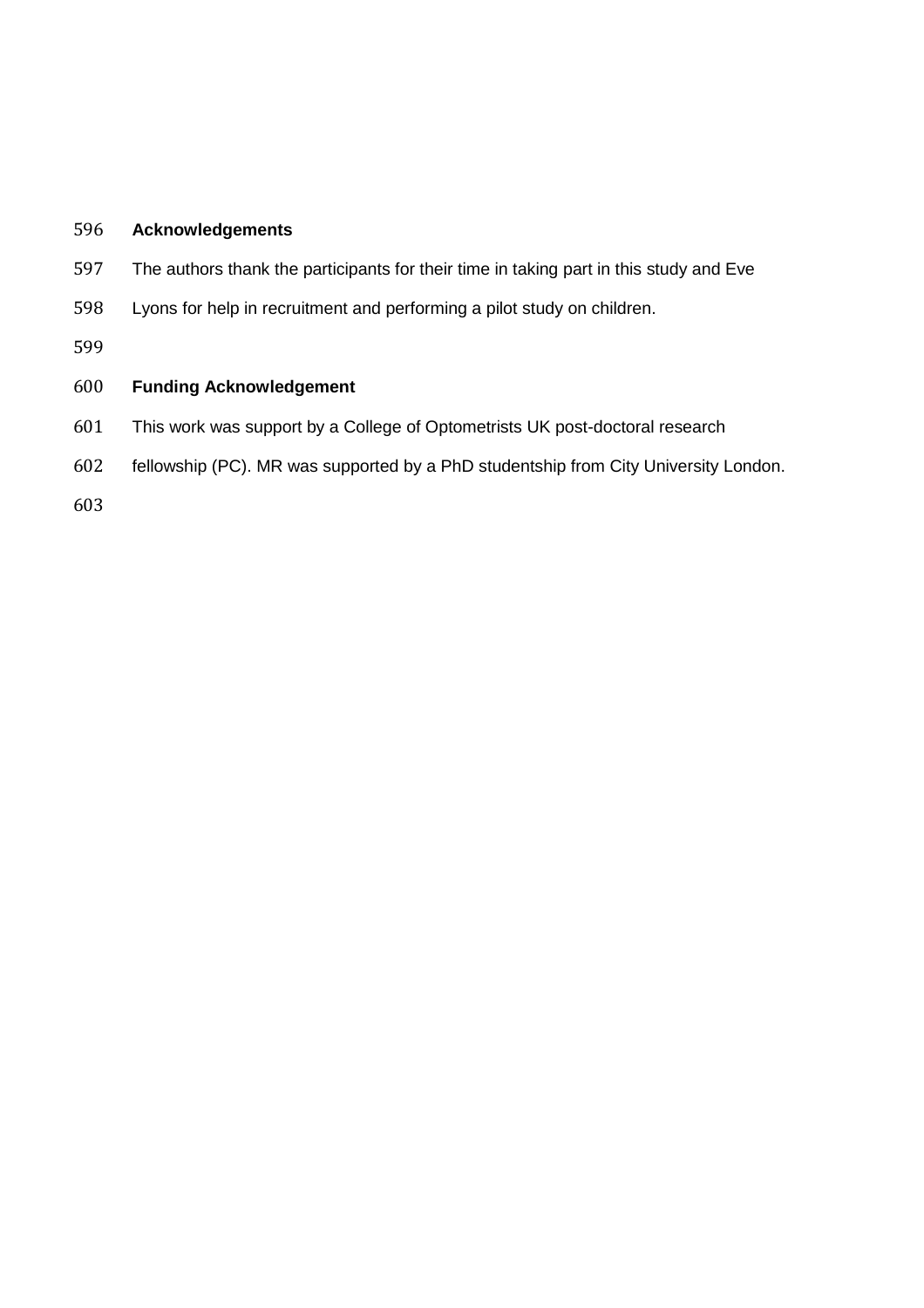## Acknowledgements

The authors thank the participants for their time in taking part in this study and Eve Lyons for help in recruitment and performing a pilot study on children.

## Funding Acknowledgement

This work was support by a College of Optometrists UK post-doctoral research fellowship (PC). MR was supported by a PhD studentship from City University London.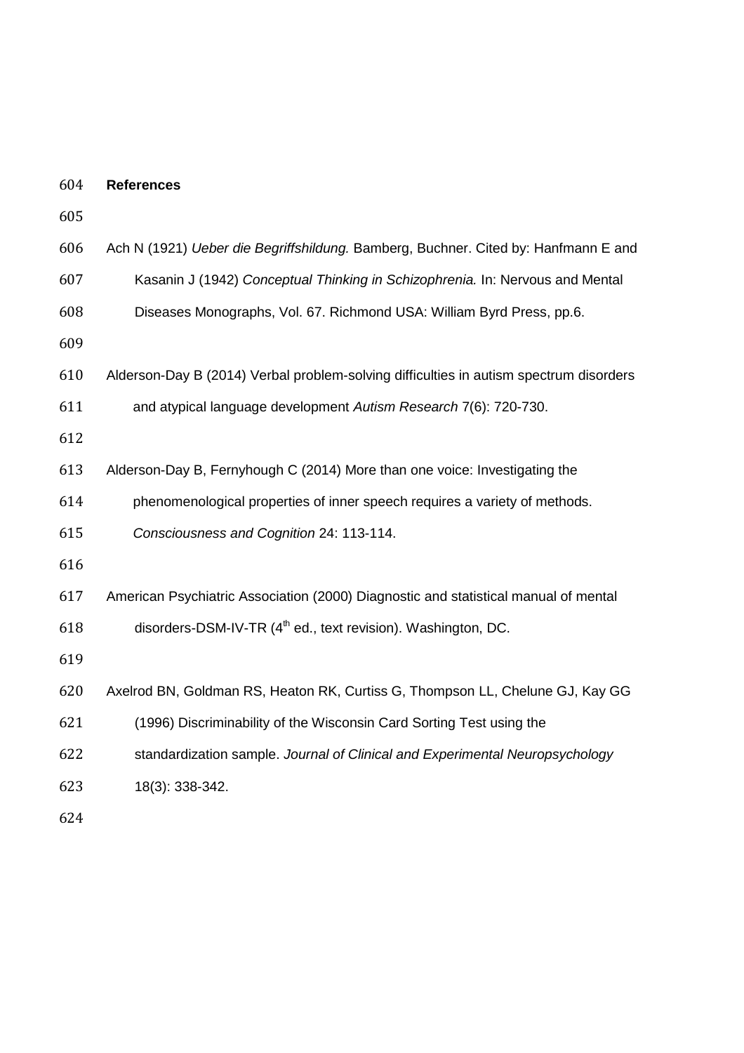## References

Ach N (1921) *Ueber die Begriffshildung.* Bamberg, Buchner. Cited by: Hanfmann E and Kasanin J (1942) *Conceptual Thinking in Schizophrenia.* In: Nervous and Mental Diseases Monographs, Vol. 67. Richmond USA: William Byrd Press, pp.6.

Alderson-Day B (2014) Verbal problem-solving difficulties in autism spectrum disorders and atypical language development *Autism Research* 7(6): 720-730.

Alderson-Day B, Fernyhough C (2014) More than one voice: Investigating the phenomenological properties of inner speech requires a variety of methods. *Consciousness and Cognition* 24: 113-114.

American Psychiatric Association (2000) Diagnostic and statistical manual of mental disorders-DSM-IV-TR (4th ed., text revision). Washington, DC.

Axelrod BN, Goldman RS, Heaton RK, Curtiss G, Thompson LL, Chelune GJ, Kay GG (1996) Discriminability of the Wisconsin Card Sorting Test using the standardization sample. *Journal of Clinical and Experimental Neuropsychology* 18(3): 338-342.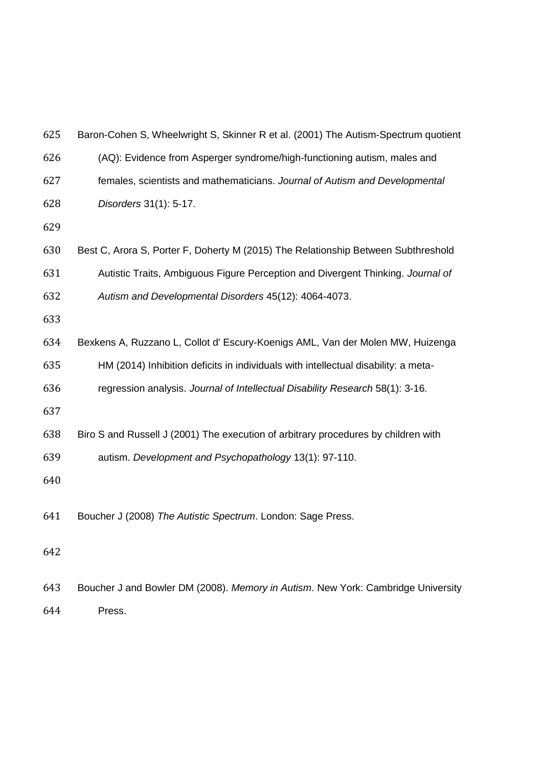Baron-Cohen S, Wheelwright S, Skinner R et al. (2001) The Autism-Spectrum quotient (AQ): Evidence from Asperger syndrome/high-functioning autism, males and females, scientists and mathematicians. *Journal of Autism and Developmental Disorders* 31(1): 5-17.

Best C, Arora S, Porter F, Doherty M (2015) The Relationship Between Subthreshold Autistic Traits, Ambiguous Figure Perception and Divergent Thinking. *Journal of Autism and Developmental Disorders* 45(12): 4064-4073.

Bexkens A, Ruzzano L, Collot d' Escury-Koenigs AML, Van der Molen MW, Huizenga HM (2014) Inhibition deficits in individuals with intellectual disability: a meta-regression analysis. *Journal of Intellectual Disability Research* 58(1): 3-16.

Biro S and Russell J (2001) The execution of arbitrary procedures by children with autism. *Development and Psychopathology* 13(1): 97-110.

Boucher J (2008) *The Autistic Spectrum*. London: Sage Press.

Boucher J and Bowler DM (2008). *Memory in Autism*. New York: Cambridge University Press.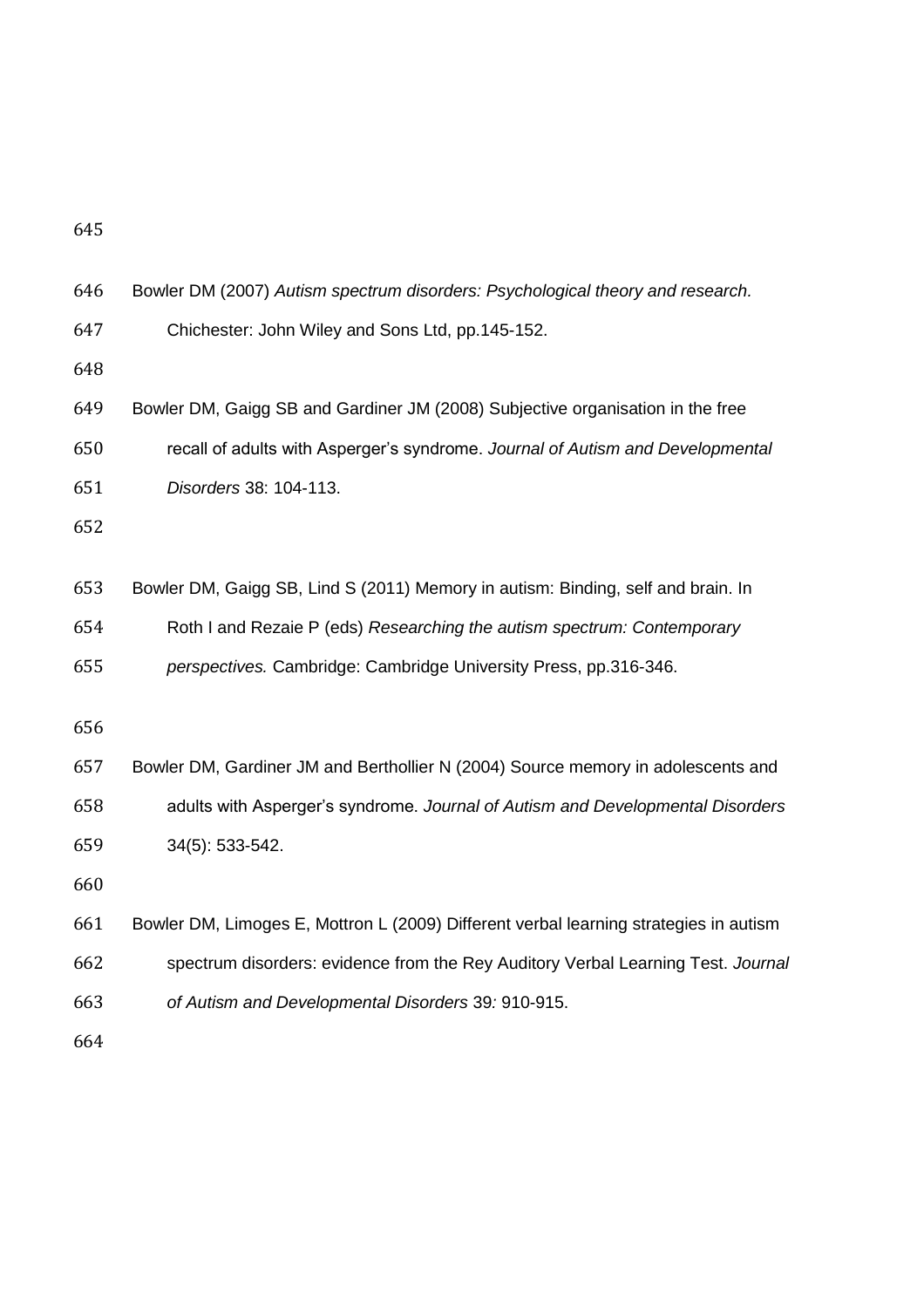Bowler DM (2007) *Autism spectrum disorders: Psychological theory and research.* Chichester: John Wiley and Sons Ltd, pp.145-152.

Bowler DM, Gaigg SB and Gardiner JM (2008) Subjective organisation in the free recall of adults with Asperger's syndrome. *Journal of Autism and Developmental Disorders* 38: 104-113.

Bowler DM, Gaigg SB, Lind S (2011) Memory in autism: Binding, self and brain. In Roth I and Rezaie P (eds) *Researching the autism spectrum: Contemporary perspectives.* Cambridge: Cambridge University Press, pp.316-346.

Bowler DM, Gardiner JM and Berthollier N (2004) Source memory in adolescents and adults with Asperger's syndrome. *Journal of Autism and Developmental Disorders* 34(5): 533-542.

Bowler DM, Limoges E, Mottron L (2009) Different verbal learning strategies in autism spectrum disorders: evidence from the Rey Auditory Verbal Learning Test. *Journal of Autism and Developmental Disorders* 39*:* 910-915.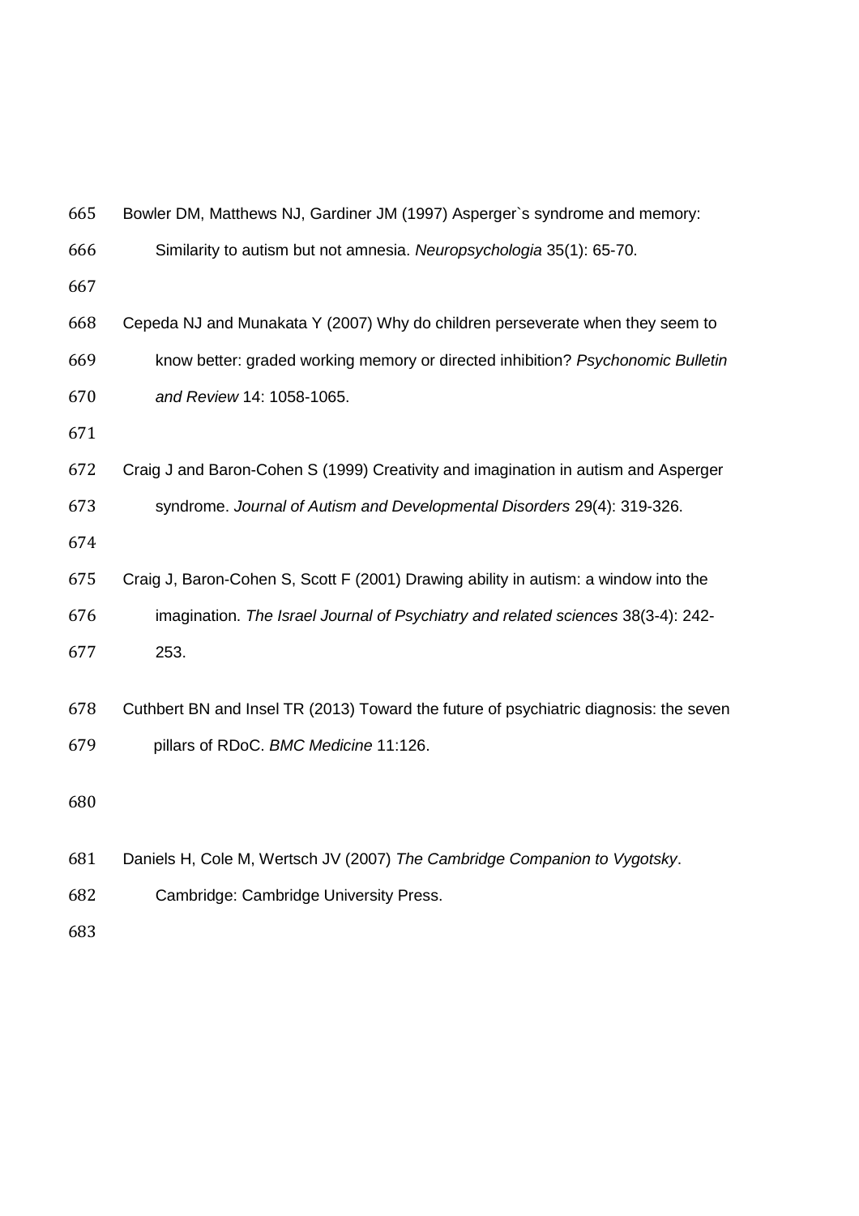Bowler DM, Matthews NJ, Gardiner JM (1997) Asperger`s syndrome and memory: Similarity to autism but not amnesia. *Neuropsychologia* 35(1): 65-70.

Cepeda NJ and Munakata Y (2007) Why do children perseverate when they seem to know better: graded working memory or directed inhibition? *Psychonomic Bulletin and Review* 14: 1058-1065.

Craig J and Baron-Cohen S (1999) Creativity and imagination in autism and Asperger syndrome. *Journal of Autism and Developmental Disorders* 29(4): 319-326.

Craig J, Baron-Cohen S, Scott F (2001) Drawing ability in autism: a window into the imagination. *The Israel Journal of Psychiatry and related sciences* 38(3-4): 242-253.

Cuthbert BN and Insel TR (2013) Toward the future of psychiatric diagnosis: the seven pillars of RDoC. *BMC Medicine* 11:126.

Daniels H, Cole M, Wertsch JV (2007) *The Cambridge Companion to Vygotsky*. Cambridge: Cambridge University Press.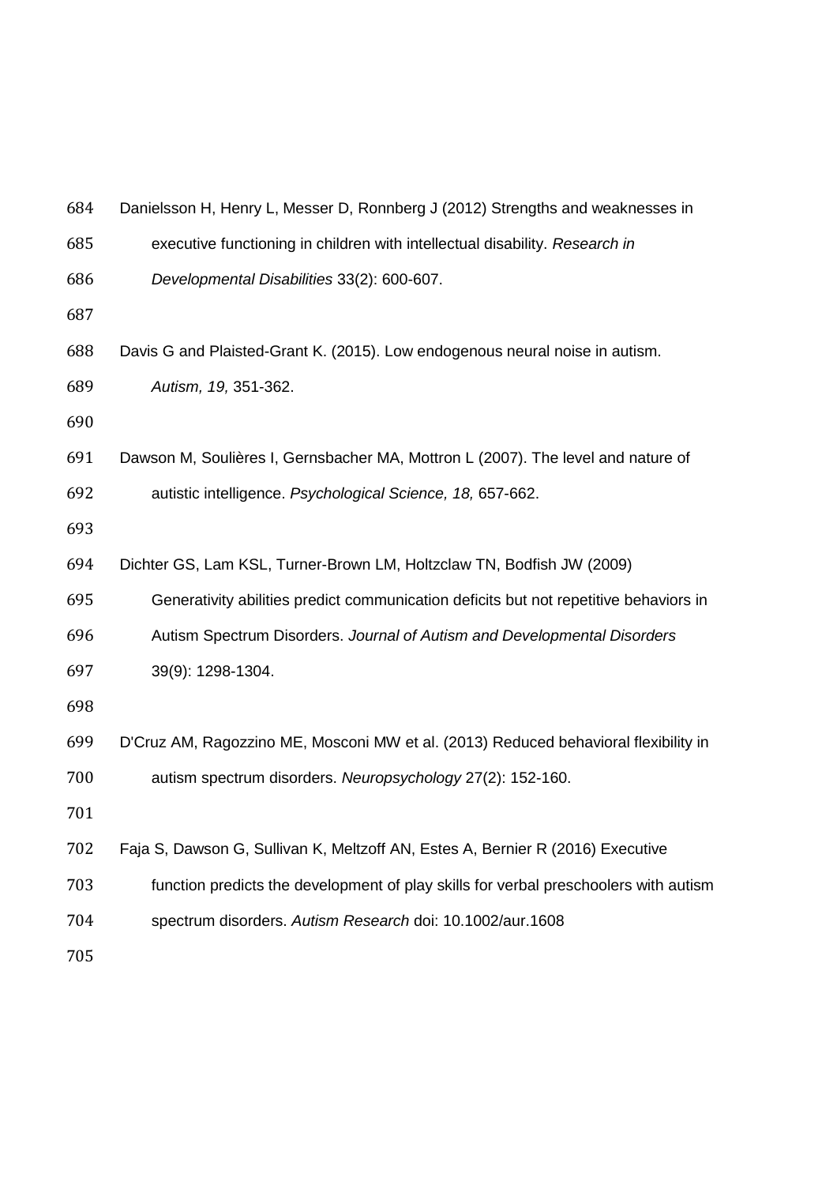Danielsson H, Henry L, Messer D, Ronnberg J (2012) Strengths and weaknesses in executive functioning in children with intellectual disability. *Research in Developmental Disabilities* 33(2): 600-607.

Davis G and Plaisted-Grant K. (2015). Low endogenous neural noise in autism. *Autism, 19,* 351-362.

Dawson M, Soulières I, Gernsbacher MA, Mottron L (2007). The level and nature of autistic intelligence. *Psychological Science, 18,* 657-662.

Dichter GS, Lam KSL, Turner-Brown LM, Holtzclaw TN, Bodfish JW (2009) Generativity abilities predict communication deficits but not repetitive behaviors in Autism Spectrum Disorders. *Journal of Autism and Developmental Disorders* 39(9): 1298-1304.

D'Cruz AM, Ragozzino ME, Mosconi MW et al. (2013) Reduced behavioral flexibility in autism spectrum disorders. *Neuropsychology* 27(2): 152-160.

Faja S, Dawson G, Sullivan K, Meltzoff AN, Estes A, Bernier R (2016) Executive function predicts the development of play skills for verbal preschoolers with autism spectrum disorders. *Autism Research* doi: 10.1002/aur.1608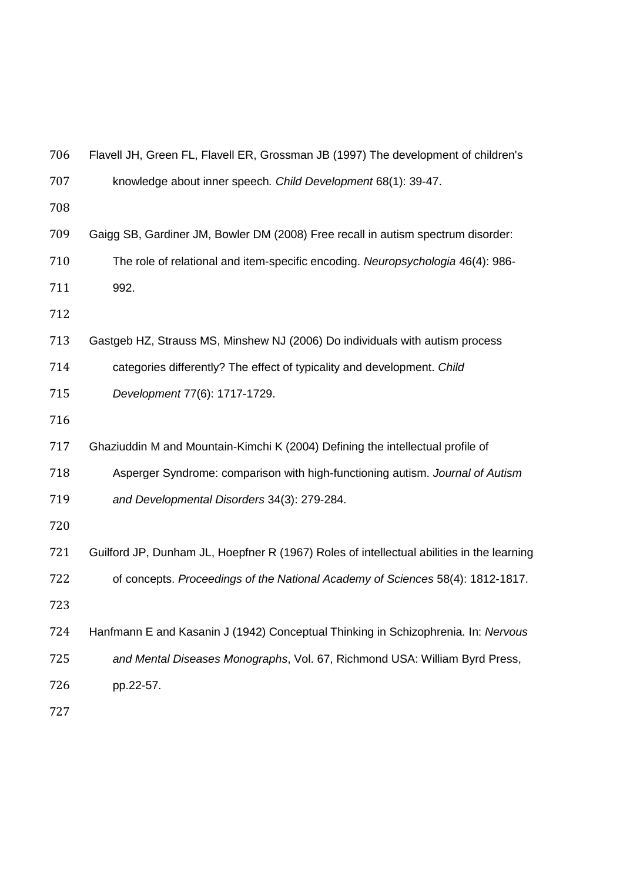Flavell JH, Green FL, Flavell ER, Grossman JB (1997) The development of children's knowledge about inner speech. *Child Development* 68(1): 39-47.

Gaigg SB, Gardiner JM, Bowler DM (2008) Free recall in autism spectrum disorder: The role of relational and item-specific encoding. *Neuropsychologia* 46(4): 986-992.

Gastgeb HZ, Strauss MS, Minshew NJ (2006) Do individuals with autism process categories differently? The effect of typicality and development. *Child Development* 77(6): 1717-1729.

Ghaziuddin M and Mountain-Kimchi K (2004) Defining the intellectual profile of Asperger Syndrome: comparison with high-functioning autism. *Journal of Autism and Developmental Disorders* 34(3): 279-284.

Guilford JP, Dunham JL, Hoepfner R (1967) Roles of intellectual abilities in the learning of concepts. *Proceedings of the National Academy of Sciences* 58(4): 1812-1817.

Hanfmann E and Kasanin J (1942) Conceptual Thinking in Schizophrenia. In: *Nervous and Mental Diseases Monographs*, Vol. 67, Richmond USA: William Byrd Press, pp.22-57.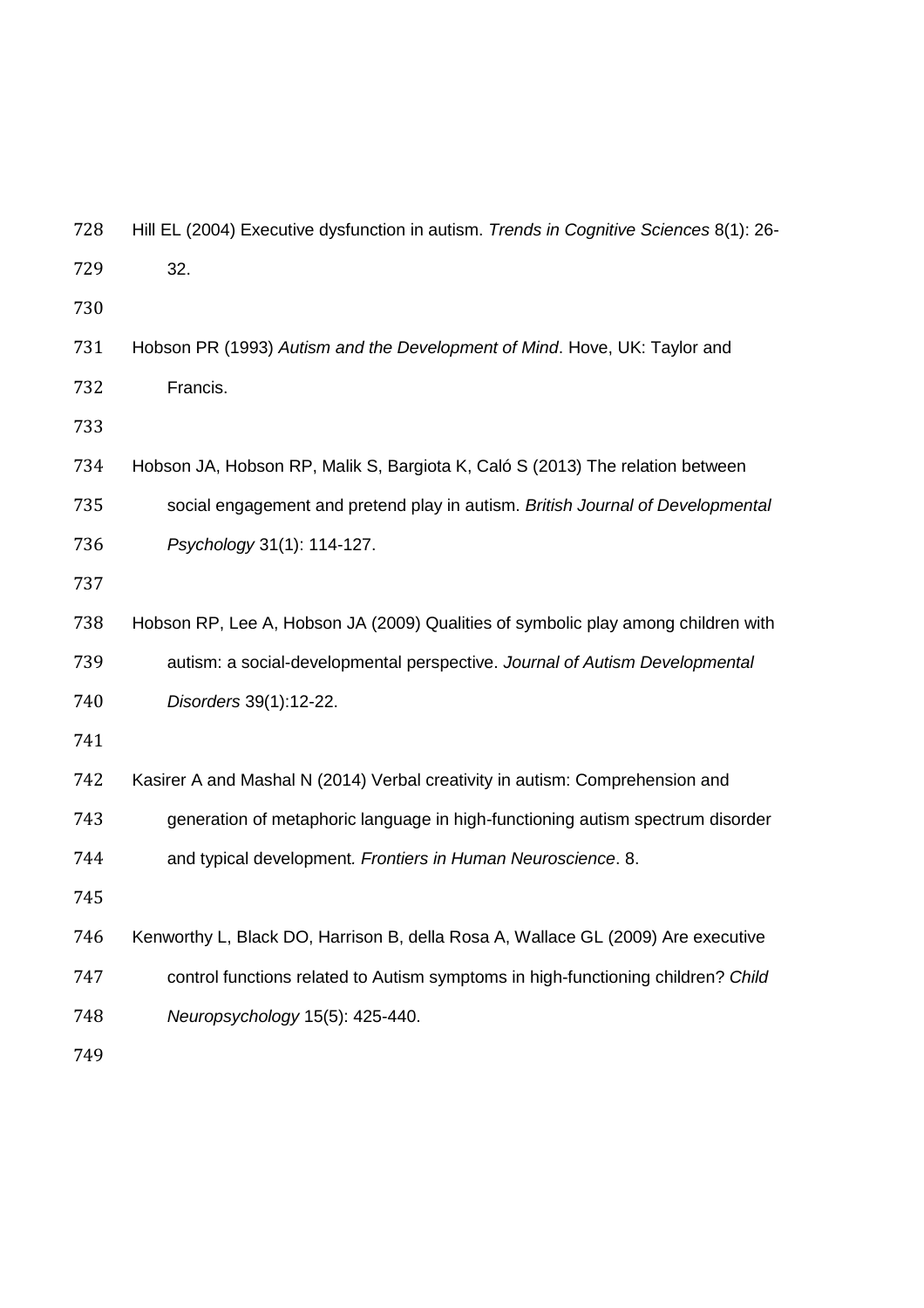Hill EL (2004) Executive dysfunction in autism. *Trends in Cognitive Sciences* 8(1): 26-32.

Hobson PR (1993) *Autism and the Development of Mind*. Hove, UK: Taylor and Francis.

Hobson JA, Hobson RP, Malik S, Bargiota K, Caló S (2013) The relation between social engagement and pretend play in autism. *British Journal of Developmental Psychology* 31(1): 114-127.

Hobson RP, Lee A, Hobson JA (2009) Qualities of symbolic play among children with autism: a social-developmental perspective. *Journal of Autism Developmental Disorders* 39(1):12-22.

Kasirer A and Mashal N (2014) Verbal creativity in autism: Comprehension and generation of metaphoric language in high-functioning autism spectrum disorder and typical development. *Frontiers in Human Neuroscience*. 8.

Kenworthy L, Black DO, Harrison B, della Rosa A, Wallace GL (2009) Are executive control functions related to Autism symptoms in high-functioning children? *Child Neuropsychology* 15(5): 425-440.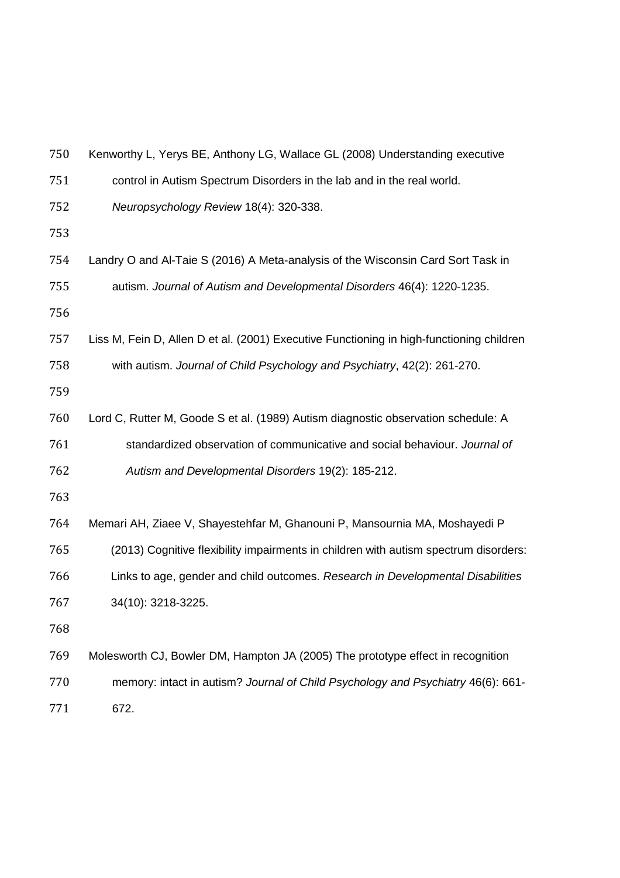Kenworthy L, Yerys BE, Anthony LG, Wallace GL (2008) Understanding executive control in Autism Spectrum Disorders in the lab and in the real world. *Neuropsychology Review* 18(4): 320-338.

Landry O and Al-Taie S (2016) A Meta-analysis of the Wisconsin Card Sort Task in autism. *Journal of Autism and Developmental Disorders* 46(4): 1220-1235.

Liss M, Fein D, Allen D et al. (2001) Executive Functioning in high-functioning children with autism. *Journal of Child Psychology and Psychiatry*, 42(2): 261-270.

Lord C, Rutter M, Goode S et al. (1989) Autism diagnostic observation schedule: A standardized observation of communicative and social behaviour. *Journal of Autism and Developmental Disorders* 19(2): 185-212.

Memari AH, Ziaee V, Shayestehfar M, Ghanouni P, Mansournia MA, Moshayedi P (2013) Cognitive flexibility impairments in children with autism spectrum disorders: Links to age, gender and child outcomes. *Research in Developmental Disabilities* 34(10): 3218-3225.

Molesworth CJ, Bowler DM, Hampton JA (2005) The prototype effect in recognition memory: intact in autism? *Journal of Child Psychology and Psychiatry* 46(6): 661-672.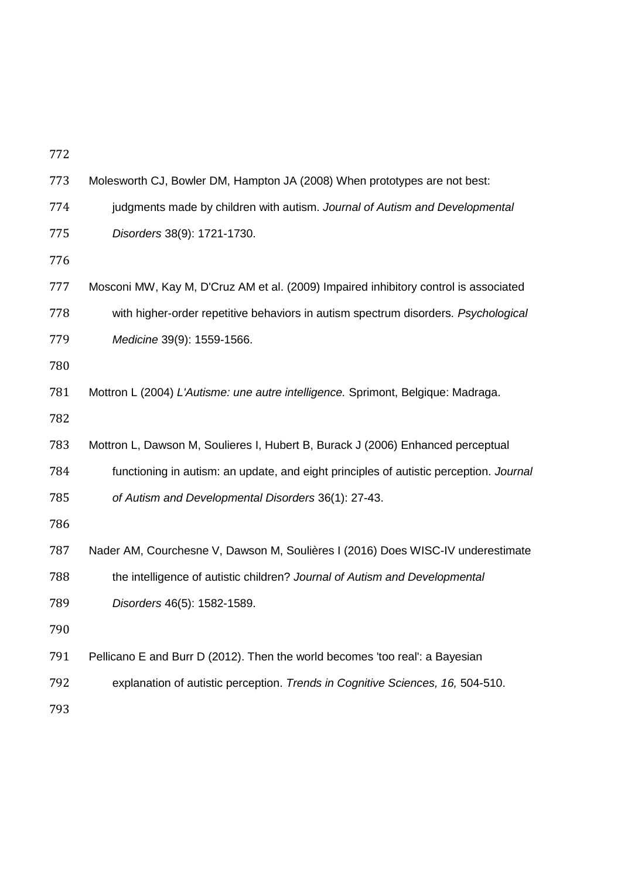Molesworth CJ, Bowler DM, Hampton JA (2008) When prototypes are not best: judgments made by children with autism. *Journal of Autism and Developmental Disorders* 38(9): 1721-1730.

Mosconi MW, Kay M, D'Cruz AM et al. (2009) Impaired inhibitory control is associated with higher-order repetitive behaviors in autism spectrum disorders. *Psychological Medicine* 39(9): 1559-1566.

Mottron L (2004) *L'Autisme: une autre intelligence.* Sprimont, Belgique: Madraga.

Mottron L, Dawson M, Soulieres I, Hubert B, Burack J (2006) Enhanced perceptual functioning in autism: an update, and eight principles of autistic perception. *Journal of Autism and Developmental Disorders* 36(1): 27-43.

Nader AM, Courchesne V, Dawson M, Soulières I (2016) Does WISC-IV underestimate the intelligence of autistic children? *Journal of Autism and Developmental Disorders* 46(5): 1582-1589.

Pellicano E and Burr D (2012). Then the world becomes 'too real': a Bayesian explanation of autistic perception. *Trends in Cognitive Sciences, 16,* 504-510.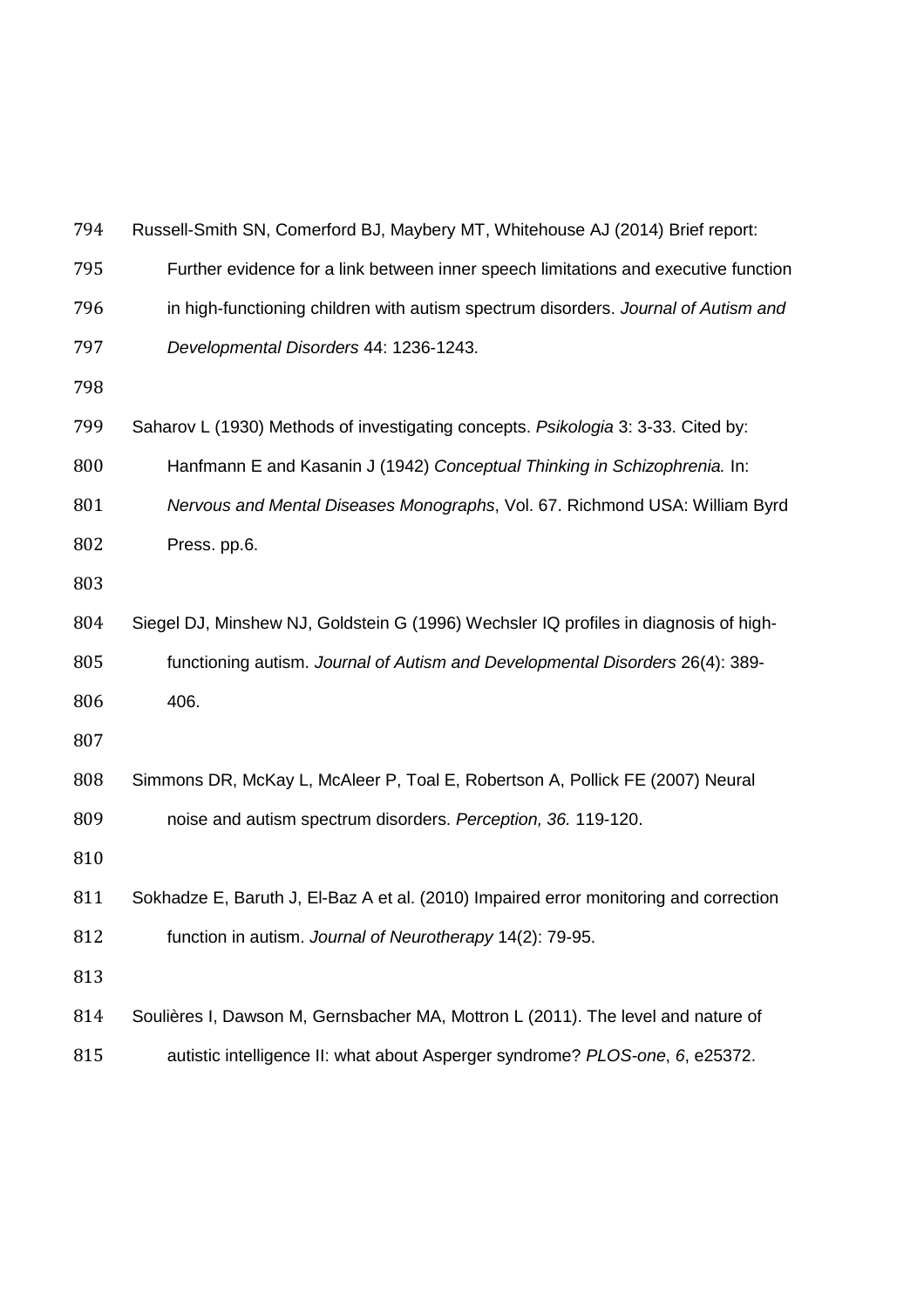Russell-Smith SN, Comerford BJ, Maybery MT, Whitehouse AJ (2014) Brief report: Further evidence for a link between inner speech limitations and executive function in high-functioning children with autism spectrum disorders. *Journal of Autism and Developmental Disorders* 44: 1236-1243.

Saharov L (1930) Methods of investigating concepts. *Psikologia* 3: 3-33. Cited by: Hanfmann E and Kasanin J (1942) *Conceptual Thinking in Schizophrenia.* In: *Nervous and Mental Diseases Monographs*, Vol. 67. Richmond USA: William Byrd Press. pp.6.

Siegel DJ, Minshew NJ, Goldstein G (1996) Wechsler IQ profiles in diagnosis of high-functioning autism. *Journal of Autism and Developmental Disorders* 26(4): 389-406.

Simmons DR, McKay L, McAleer P, Toal E, Robertson A, Pollick FE (2007) Neural noise and autism spectrum disorders. *Perception, 36.* 119-120.

Sokhadze E, Baruth J, El-Baz A et al. (2010) Impaired error monitoring and correction function in autism. *Journal of Neurotherapy* 14(2): 79-95.

Soulières I, Dawson M, Gernsbacher MA, Mottron L (2011). The level and nature of autistic intelligence II: what about Asperger syndrome? *PLOS-one*, *6*, e25372.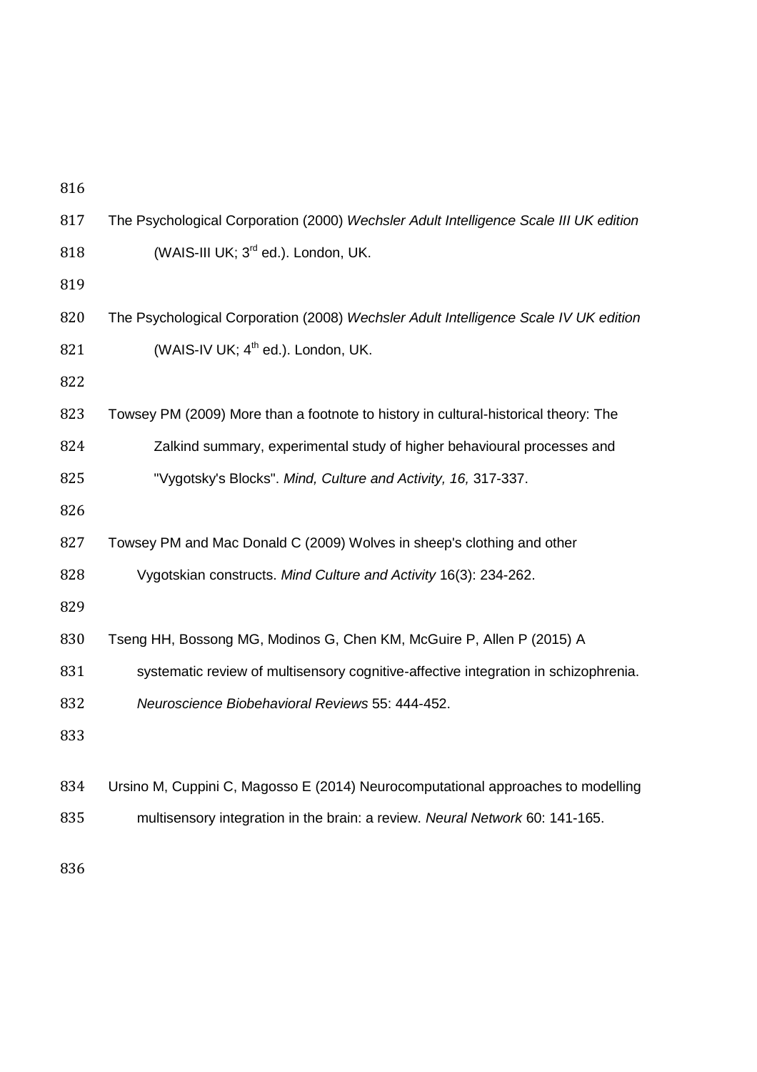The Psychological Corporation (2000) *Wechsler Adult Intelligence Scale III UK edition* (WAIS-III UK; 3rd ed.). London, UK.

The Psychological Corporation (2008) *Wechsler Adult Intelligence Scale IV UK edition* (WAIS-IV UK; 4th ed.). London, UK.

Towsey PM (2009) More than a footnote to history in cultural-historical theory: The Zalkind summary, experimental study of higher behavioural processes and "Vygotsky's Blocks". *Mind, Culture and Activity, 16,* 317-337.

Towsey PM and Mac Donald C (2009) Wolves in sheep's clothing and other Vygotskian constructs. *Mind Culture and Activity* 16(3): 234-262.

Tseng HH, Bossong MG, Modinos G, Chen KM, McGuire P, Allen P (2015) A systematic review of multisensory cognitive-affective integration in schizophrenia. *Neuroscience Biobehavioral Reviews* 55: 444-452.

Ursino M, Cuppini C, Magosso E (2014) Neurocomputational approaches to modelling multisensory integration in the brain: a review. *Neural Network* 60: 141-165.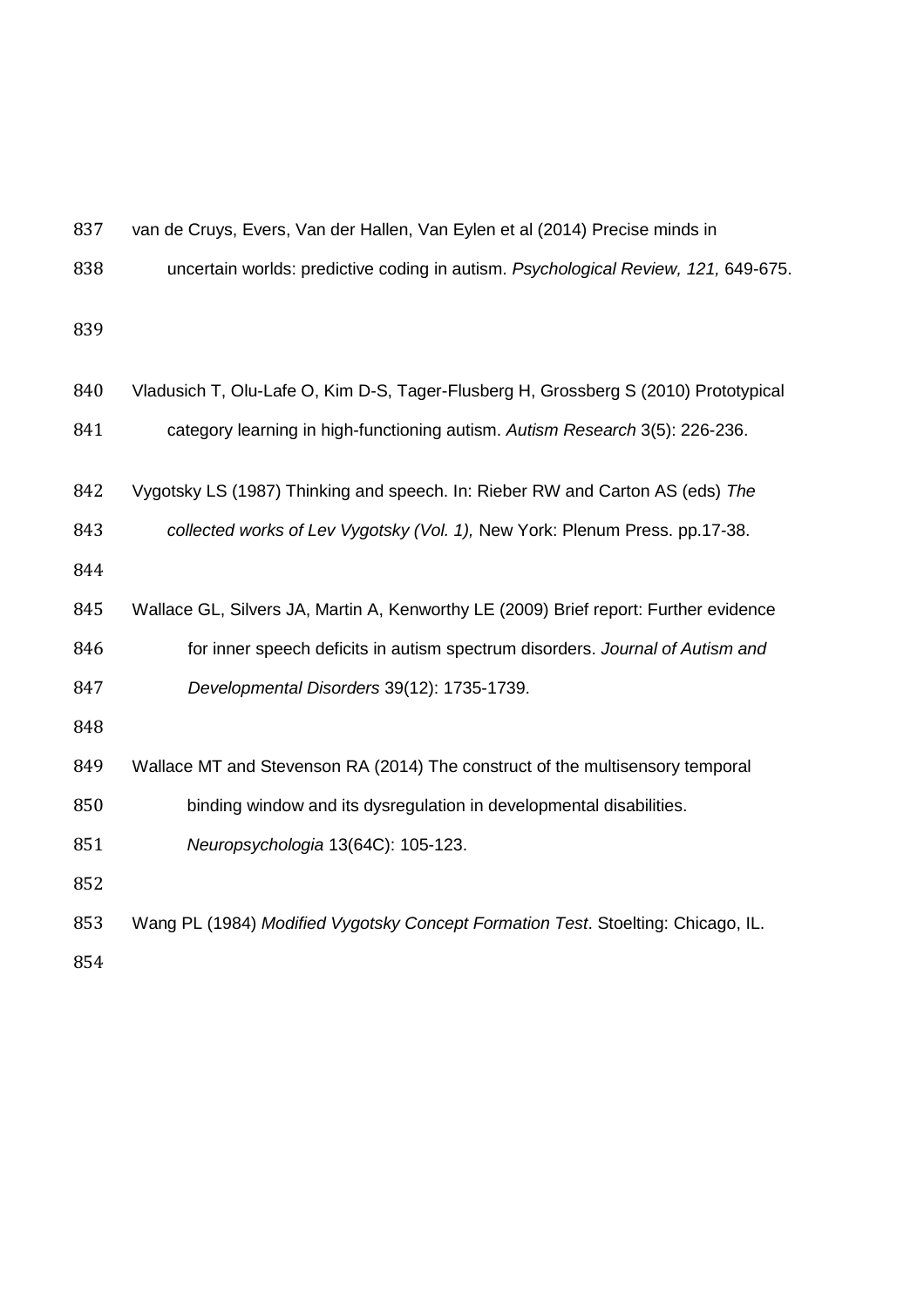van de Cruys, Evers, Van der Hallen, Van Eylen et al (2014) Precise minds in uncertain worlds: predictive coding in autism. *Psychological Review, 121,* 649-675.

Vladusich T, Olu-Lafe O, Kim D-S, Tager-Flusberg H, Grossberg S (2010) Prototypical category learning in high-functioning autism. *Autism Research* 3(5): 226-236.

Vygotsky LS (1987) Thinking and speech. In: Rieber RW and Carton AS (eds) *The collected works of Lev Vygotsky (Vol. 1),* New York: Plenum Press. pp.17-38.

Wallace GL, Silvers JA, Martin A, Kenworthy LE (2009) Brief report: Further evidence for inner speech deficits in autism spectrum disorders. *Journal of Autism and Developmental Disorders* 39(12): 1735-1739.

Wallace MT and Stevenson RA (2014) The construct of the multisensory temporal binding window and its dysregulation in developmental disabilities. *Neuropsychologia* 13(64C): 105-123.

Wang PL (1984) *Modified Vygotsky Concept Formation Test*. Stoelting: Chicago, IL.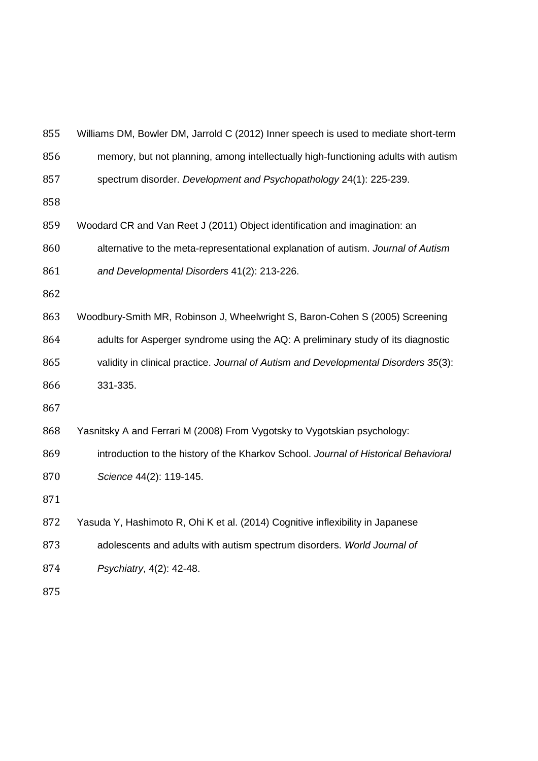Williams DM, Bowler DM, Jarrold C (2012) Inner speech is used to mediate short-term memory, but not planning, among intellectually high-functioning adults with autism spectrum disorder. *Development and Psychopathology* 24(1): 225-239.

Woodard CR and Van Reet J (2011) Object identification and imagination: an alternative to the meta-representational explanation of autism. *Journal of Autism and Developmental Disorders* 41(2): 213-226.

Woodbury-Smith MR, Robinson J, Wheelwright S, Baron-Cohen S (2005) Screening adults for Asperger syndrome using the AQ: A preliminary study of its diagnostic validity in clinical practice. *Journal of Autism and Developmental Disorders 35*(3): 331-335.

Yasnitsky A and Ferrari M (2008) From Vygotsky to Vygotskian psychology: introduction to the history of the Kharkov School. *Journal of Historical Behavioral Science* 44(2): 119-145.

Yasuda Y, Hashimoto R, Ohi K et al. (2014) Cognitive inflexibility in Japanese adolescents and adults with autism spectrum disorders. *World Journal of Psychiatry*, 4(2): 42-48.